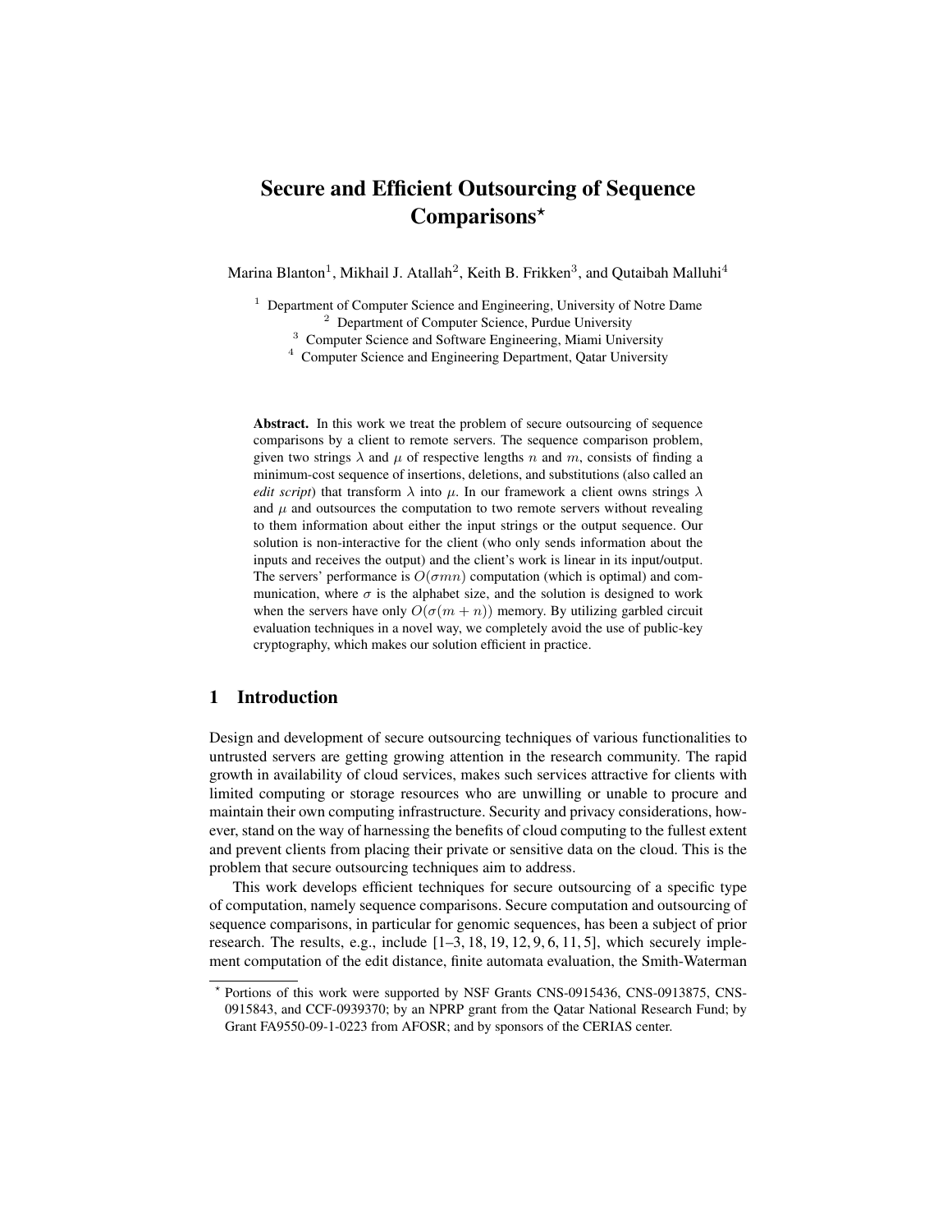# Secure and Efficient Outsourcing of Sequence Comparisons*

Marina Blanton[1], Mikhail J. Atallah[2], Keith B. Frikken[3], and Qutaibah Malluhi[4]

[1] Department of Computer Science and Engineering, University of Notre Dame
[2] Department of Computer Science, Purdue University
[3] Computer Science and Software Engineering, Miami University
[4] Computer Science and Engineering Department, Qatar University

**Abstract.** In this work we treat the problem of secure outsourcing of sequence comparisons by a client to remote servers. The sequence comparison problem, given two strings $\lambda$ and $\mu$ of respective lengths $n$ and $m$, consists of finding a minimum-cost sequence of insertions, deletions, and substitutions (also called an *edit script*) that transform $\lambda$ into $\mu$. In our framework a client owns strings $\lambda$ and $\mu$ and outsources the computation to two remote servers without revealing to them information about either the input strings or the output sequence. Our solution is non-interactive for the client (who only sends information about the inputs and receives the output) and the client's work is linear in its input/output. The servers' performance is $O(\sigma mn)$ computation (which is optimal) and communication, where $\sigma$ is the alphabet size, and the solution is designed to work when the servers have only $O(\sigma(m + n))$ memory. By utilizing garbled circuit evaluation techniques in a novel way, we completely avoid the use of public-key cryptography, which makes our solution efficient in practice.

## 1 Introduction

Design and development of secure outsourcing techniques of various functionalities to untrusted servers are getting growing attention in the research community. The rapid growth in availability of cloud services, makes such services attractive for clients with limited computing or storage resources who are unwilling or unable to procure and maintain their own computing infrastructure. Security and privacy considerations, however, stand on the way of harnessing the benefits of cloud computing to the fullest extent and prevent clients from placing their private or sensitive data on the cloud. This is the problem that secure outsourcing techniques aim to address.

This work develops efficient techniques for secure outsourcing of a specific type of computation, namely sequence comparisons. Secure computation and outsourcing of sequence comparisons, in particular for genomic sequences, has been a subject of prior research. The results, e.g., include [1–3, 18, 19, 12, 9, 6, 11, 5], which securely implement computation of the edit distance, finite automata evaluation, the Smith-Waterman

* Portions of this work were supported by NSF Grants CNS-0915436, CNS-0913875, CNS-0915843, and CCF-0939370; by an NPRP grant from the Qatar National Research Fund; by Grant FA9550-09-1-0223 from AFOSR; and by sponsors of the CERIAS center.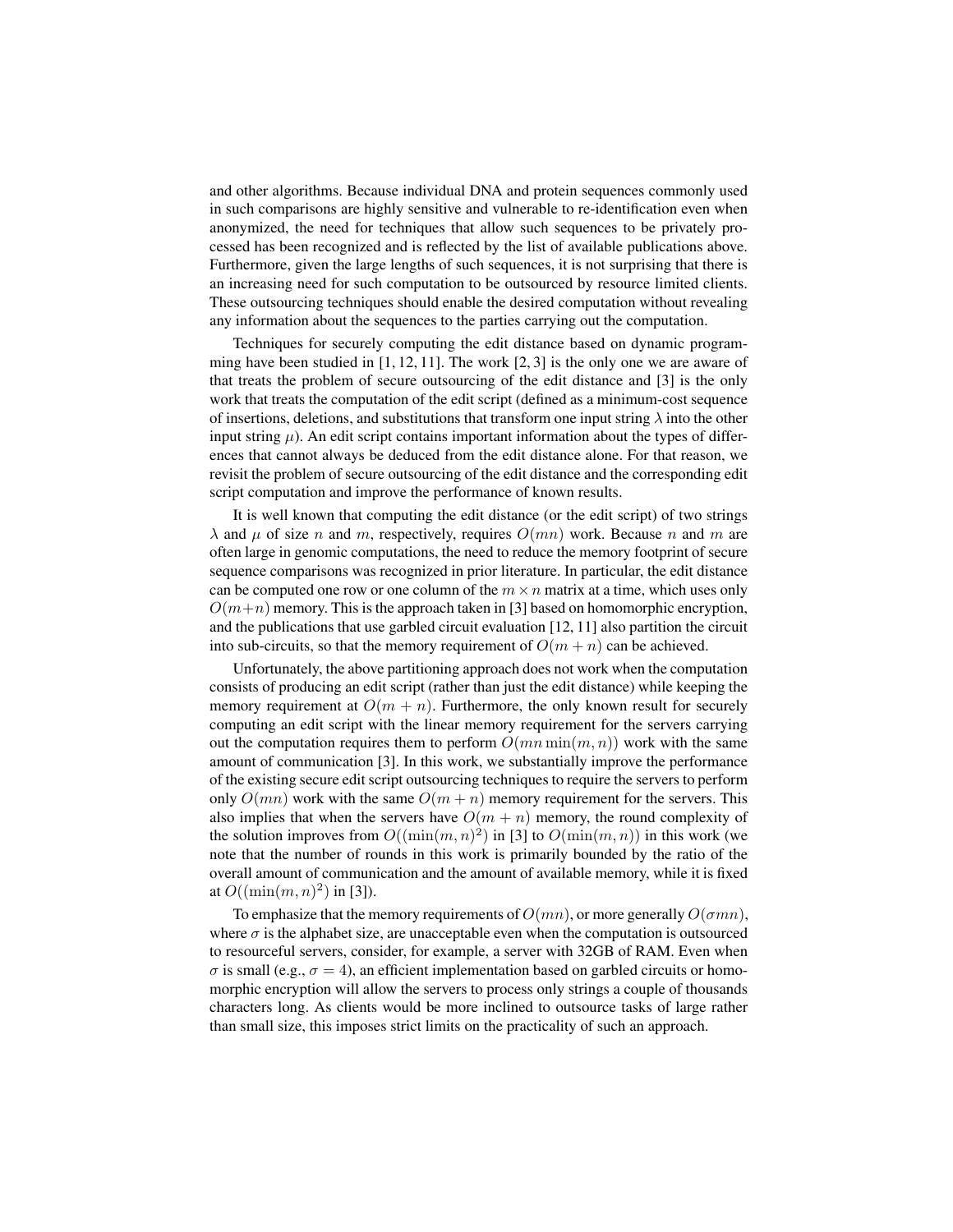and other algorithms. Because individual DNA and protein sequences commonly used in such comparisons are highly sensitive and vulnerable to re-identification even when anonymized, the need for techniques that allow such sequences to be privately processed has been recognized and is reflected by the list of available publications above. Furthermore, given the large lengths of such sequences, it is not surprising that there is an increasing need for such computation to be outsourced by resource limited clients. These outsourcing techniques should enable the desired computation without revealing any information about the sequences to the parties carrying out the computation.

Techniques for securely computing the edit distance based on dynamic programming have been studied in [1, 12, 11]. The work [2, 3] is the only one we are aware of that treats the problem of secure outsourcing of the edit distance and [3] is the only work that treats the computation of the edit script (defined as a minimum-cost sequence of insertions, deletions, and substitutions that transform one input string $\lambda$ into the other input string $\mu$). An edit script contains important information about the types of differences that cannot always be deduced from the edit distance alone. For that reason, we revisit the problem of secure outsourcing of the edit distance and the corresponding edit script computation and improve the performance of known results.

It is well known that computing the edit distance (or the edit script) of two strings $\lambda$ and $\mu$ of size $n$ and $m$, respectively, requires $O(mn)$ work. Because $n$ and $m$ are often large in genomic computations, the need to reduce the memory footprint of secure sequence comparisons was recognized in prior literature. In particular, the edit distance can be computed one row or one column of the $m \times n$ matrix at a time, which uses only $O(m+n)$ memory. This is the approach taken in [3] based on homomorphic encryption, and the publications that use garbled circuit evaluation [12, 11] also partition the circuit into sub-circuits, so that the memory requirement of $O(m+n)$ can be achieved.

Unfortunately, the above partitioning approach does not work when the computation consists of producing an edit script (rather than just the edit distance) while keeping the memory requirement at $O(m+n)$. Furthermore, the only known result for securely computing an edit script with the linear memory requirement for the servers carrying out the computation requires them to perform $O(mn \min(m,n))$ work with the same amount of communication [3]. In this work, we substantially improve the performance of the existing secure edit script outsourcing techniques to require the servers to perform only $O(mn)$ work with the same $O(m+n)$ memory requirement for the servers. This also implies that when the servers have $O(m+n)$ memory, the round complexity of the solution improves from $O((\min(m,n)^2)$ in [3] to $O(\min(m,n))$ in this work (we note that the number of rounds in this work is primarily bounded by the ratio of the overall amount of communication and the amount of available memory, while it is fixed at $O((\min(m,n)^2)$ in [3]).

To emphasize that the memory requirements of $O(mn)$, or more generally $O(\sigma mn)$, where $\sigma$ is the alphabet size, are unacceptable even when the computation is outsourced to resourceful servers, consider, for example, a server with 32GB of RAM. Even when $\sigma$ is small (e.g., $\sigma = 4$), an efficient implementation based on garbled circuits or homomorphic encryption will allow the servers to process only strings a couple of thousands characters long. As clients would be more inclined to outsource tasks of large rather than small size, this imposes strict limits on the practicality of such an approach.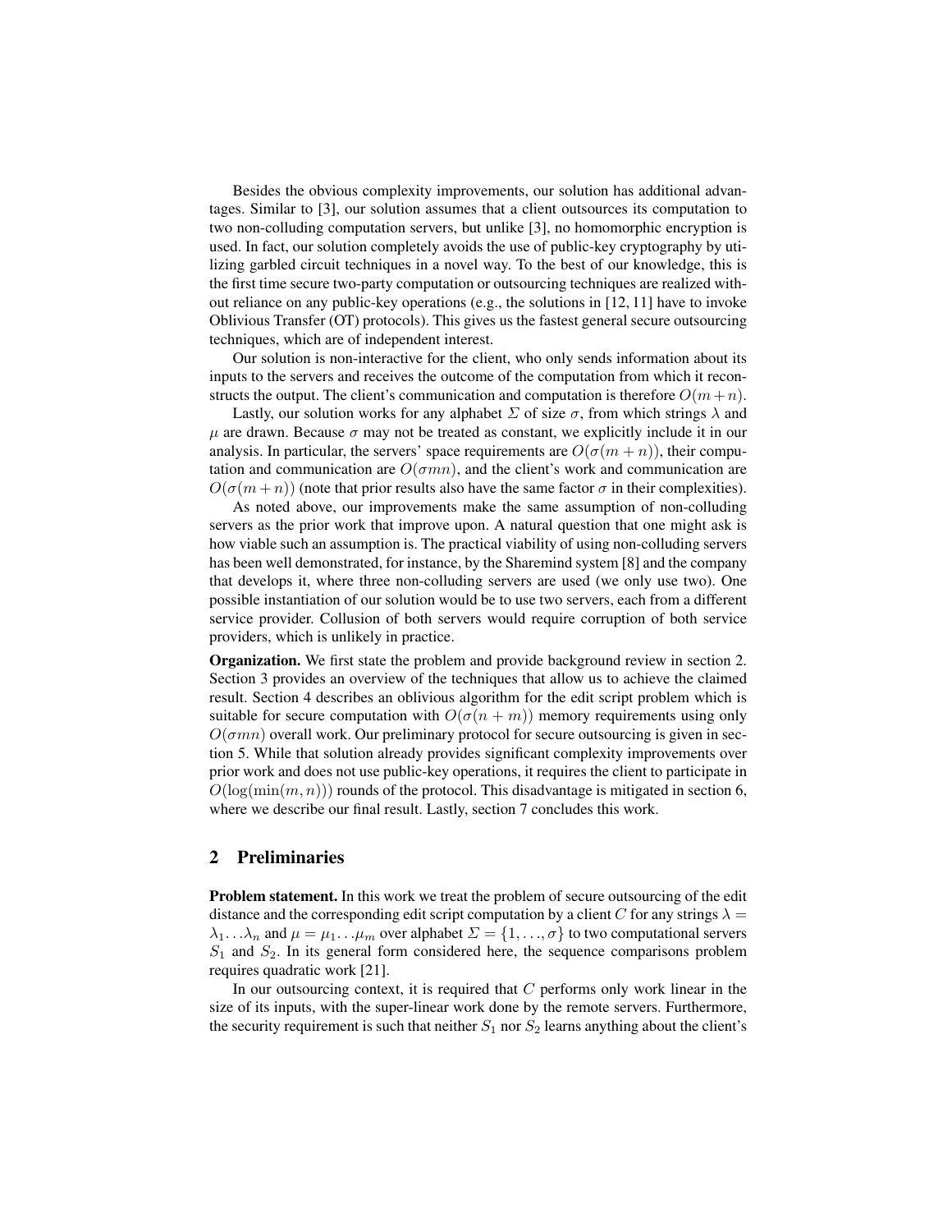Besides the obvious complexity improvements, our solution has additional advantages. Similar to [3], our solution assumes that a client outsources its computation to two non-colluding computation servers, but unlike [3], no homomorphic encryption is used. In fact, our solution completely avoids the use of public-key cryptography by utilizing garbled circuit techniques in a novel way. To the best of our knowledge, this is the first time secure two-party computation or outsourcing techniques are realized without reliance on any public-key operations (e.g., the solutions in [12, 11] have to invoke Oblivious Transfer (OT) protocols). This gives us the fastest general secure outsourcing techniques, which are of independent interest.

Our solution is non-interactive for the client, who only sends information about its inputs to the servers and receives the outcome of the computation from which it reconstructs the output. The client's communication and computation is therefore $O(m+n)$.

Lastly, our solution works for any alphabet $\Sigma$ of size $\sigma$, from which strings $\lambda$ and $\mu$ are drawn. Because $\sigma$ may not be treated as constant, we explicitly include it in our analysis. In particular, the servers' space requirements are $O(\sigma(m+n))$, their computation and communication are $O(\sigma mn)$, and the client's work and communication are $O(\sigma(m+n))$ (note that prior results also have the same factor $\sigma$ in their complexities).

As noted above, our improvements make the same assumption of non-colluding servers as the prior work that improve upon. A natural question that one might ask is how viable such an assumption is. The practical viability of using non-colluding servers has been well demonstrated, for instance, by the Sharemind system [8] and the company that develops it, where three non-colluding servers are used (we only use two). One possible instantiation of our solution would be to use two servers, each from a different service provider. Collusion of both servers would require corruption of both service providers, which is unlikely in practice.

**Organization.** We first state the problem and provide background review in section 2. Section 3 provides an overview of the techniques that allow us to achieve the claimed result. Section 4 describes an oblivious algorithm for the edit script problem which is suitable for secure computation with $O(\sigma(n+m))$ memory requirements using only $O(\sigma mn)$ overall work. Our preliminary protocol for secure outsourcing is given in section 5. While that solution already provides significant complexity improvements over prior work and does not use public-key operations, it requires the client to participate in $O(\log(\min(m,n)))$ rounds of the protocol. This disadvantage is mitigated in section 6, where we describe our final result. Lastly, section 7 concludes this work.

## 2 Preliminaries

**Problem statement.** In this work we treat the problem of secure outsourcing of the edit distance and the corresponding edit script computation by a client $C$ for any strings $\lambda = \lambda_1 \ldots \lambda_n$ and $\mu = \mu_1 \ldots \mu_m$ over alphabet $\Sigma = \{1, \ldots, \sigma\}$ to two computational servers $S_1$ and $S_2$. In its general form considered here, the sequence comparisons problem requires quadratic work [21].

In our outsourcing context, it is required that $C$ performs only work linear in the size of its inputs, with the super-linear work done by the remote servers. Furthermore, the security requirement is such that neither $S_1$ nor $S_2$ learns anything about the client's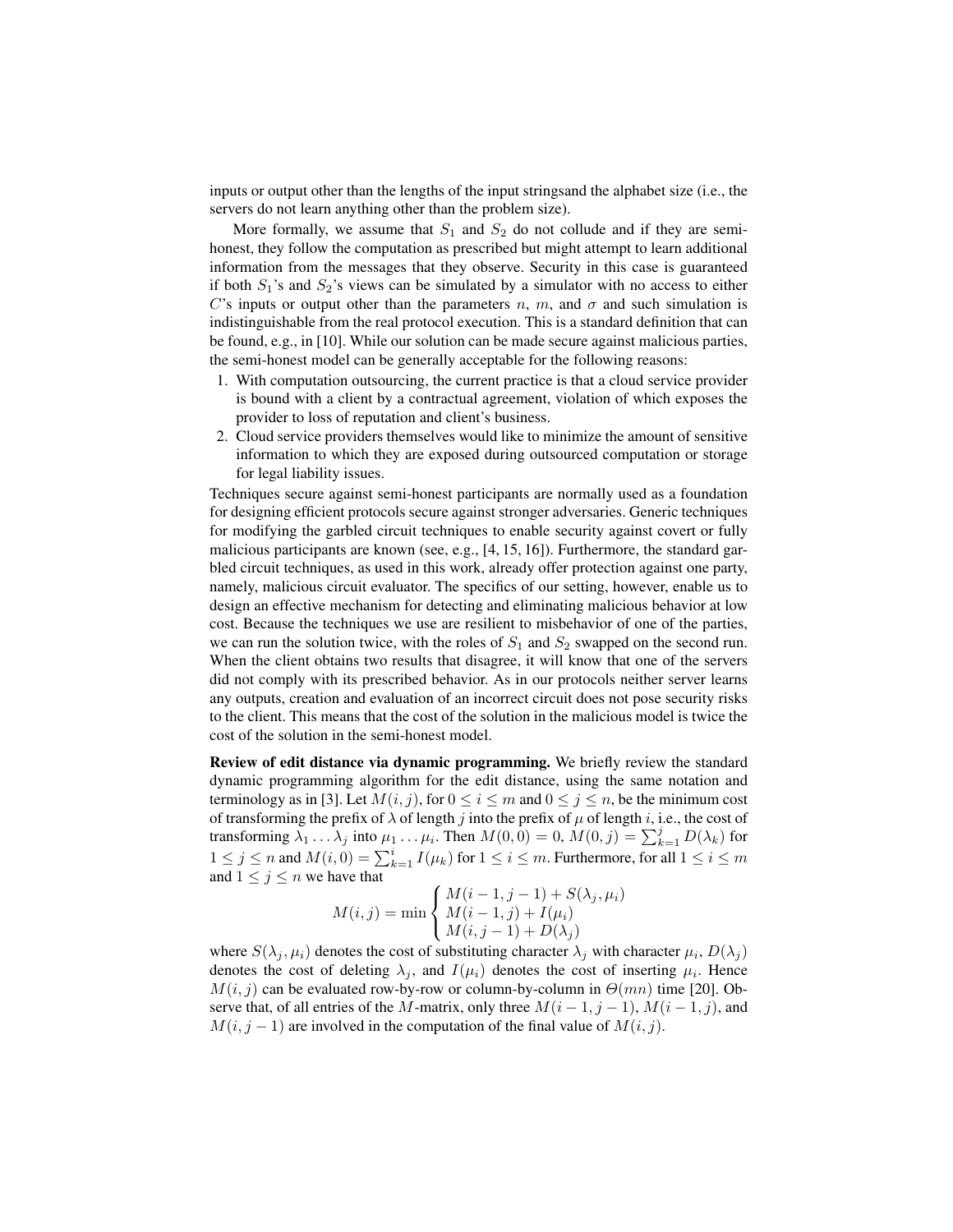inputs or output other than the lengths of the input stringsand the alphabet size (i.e., the servers do not learn anything other than the problem size).

More formally, we assume that $S_1$ and $S_2$ do not collude and if they are semi-honest, they follow the computation as prescribed but might attempt to learn additional information from the messages that they observe. Security in this case is guaranteed if both $S_1$'s and $S_2$'s views can be simulated by a simulator with no access to either $C$'s inputs or output other than the parameters $n$, $m$, and $\sigma$ and such simulation is indistinguishable from the real protocol execution. This is a standard definition that can be found, e.g., in [10]. While our solution can be made secure against malicious parties, the semi-honest model can be generally acceptable for the following reasons:

1. With computation outsourcing, the current practice is that a cloud service provider is bound with a client by a contractual agreement, violation of which exposes the provider to loss of reputation and client's business.
2. Cloud service providers themselves would like to minimize the amount of sensitive information to which they are exposed during outsourced computation or storage for legal liability issues.

Techniques secure against semi-honest participants are normally used as a foundation for designing efficient protocols secure against stronger adversaries. Generic techniques for modifying the garbled circuit techniques to enable security against covert or fully malicious participants are known (see, e.g., [4, 15, 16]). Furthermore, the standard garbled circuit techniques, as used in this work, already offer protection against one party, namely, malicious circuit evaluator. The specifics of our setting, however, enable us to design an effective mechanism for detecting and eliminating malicious behavior at low cost. Because the techniques we use are resilient to misbehavior of one of the parties, we can run the solution twice, with the roles of $S_1$ and $S_2$ swapped on the second run. When the client obtains two results that disagree, it will know that one of the servers did not comply with its prescribed behavior. As in our protocols neither server learns any outputs, creation and evaluation of an incorrect circuit does not pose security risks to the client. This means that the cost of the solution in the malicious model is twice the cost of the solution in the semi-honest model.

**Review of edit distance via dynamic programming.** We briefly review the standard dynamic programming algorithm for the edit distance, using the same notation and terminology as in [3]. Let $M(i, j)$, for $0 \le i \le m$ and $0 \le j \le n$, be the minimum cost of transforming the prefix of $\lambda$ of length $j$ into the prefix of $\mu$ of length $i$, i.e., the cost of transforming $\lambda_1 \ldots \lambda_j$ into $\mu_1 \ldots \mu_i$. Then $M(0, 0) = 0$, $M(0, j) = \sum_{k=1}^{j} D(\lambda_k)$ for $1 \le j \le n$ and $M(i, 0) = \sum_{k=1}^{i} I(\mu_k)$ for $1 \le i \le m$. Furthermore, for all $1 \le i \le m$ and $1 \le j \le n$ we have that

$$M(i, j) = \min \begin{cases} M(i-1, j-1) + S(\lambda_j, \mu_i) \\ M(i-1, j) + I(\mu_i) \\ M(i, j-1) + D(\lambda_j) \end{cases}$$

where $S(\lambda_j, \mu_i)$ denotes the cost of substituting character $\lambda_j$ with character $\mu_i$, $D(\lambda_j)$ denotes the cost of deleting $\lambda_j$, and $I(\mu_i)$ denotes the cost of inserting $\mu_i$. Hence $M(i, j)$ can be evaluated row-by-row or column-by-column in $\Theta(mn)$ time [20]. Observe that, of all entries of the $M$-matrix, only three $M(i-1, j-1)$, $M(i-1, j)$, and $M(i, j-1)$ are involved in the computation of the final value of $M(i, j)$.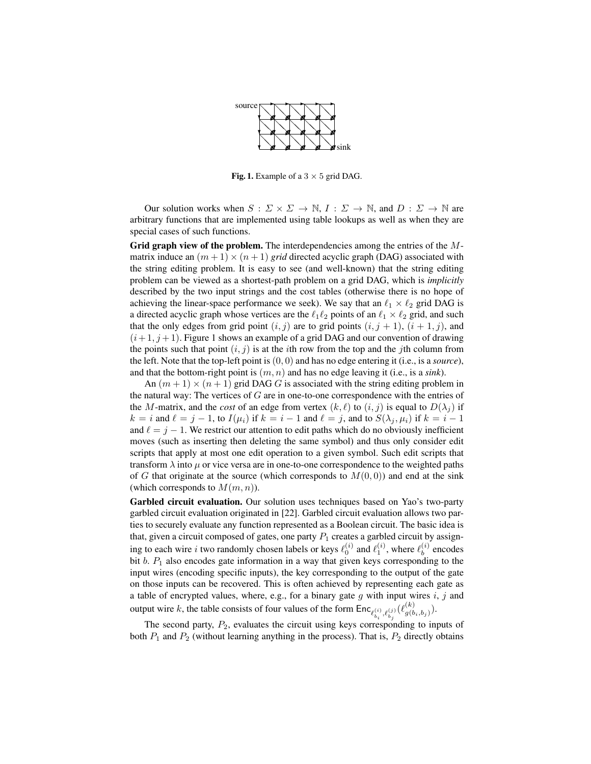**Fig. 1.** Example of a $3 \times 5$ grid DAG.

Our solution works when $S : \Sigma \times \Sigma \to \mathbb{N}$, $I : \Sigma \to \mathbb{N}$, and $D : \Sigma \to \mathbb{N}$ are arbitrary functions that are implemented using table lookups as well as when they are special cases of such functions.

**Grid graph view of the problem.** The interdependencies among the entries of the $M$-matrix induce an $(m+1) \times (n+1)$ *grid* directed acyclic graph (DAG) associated with the string editing problem. It is easy to see (and well-known) that the string editing problem can be viewed as a shortest-path problem on a grid DAG, which is *implicitly* described by the two input strings and the cost tables (otherwise there is no hope of achieving the linear-space performance we seek). We say that an $\ell_1 \times \ell_2$ grid DAG is a directed acyclic graph whose vertices are the $\ell_1 \ell_2$ points of an $\ell_1 \times \ell_2$ grid, and such that the only edges from grid point $(i, j)$ are to grid points $(i, j+1)$, $(i+1, j)$, and $(i+1, j+1)$. Figure 1 shows an example of a grid DAG and our convention of drawing the points such that point $(i, j)$ is at the $i$th row from the top and the $j$th column from the left. Note that the top-left point is $(0, 0)$ and has no edge entering it (i.e., is a *source*), and that the bottom-right point is $(m, n)$ and has no edge leaving it (i.e., is a *sink*).

An $(m+1) \times (n+1)$ grid DAG $G$ is associated with the string editing problem in the natural way: The vertices of $G$ are in one-to-one correspondence with the entries of the $M$-matrix, and the *cost* of an edge from vertex $(k, \ell)$ to $(i, j)$ is equal to $D(\lambda_j)$ if $k = i$ and $\ell = j - 1$, to $I(\mu_i)$ if $k = i - 1$ and $\ell = j$, and to $S(\lambda_j, \mu_i)$ if $k = i - 1$ and $\ell = j - 1$. We restrict our attention to edit paths which do no obviously inefficient moves (such as inserting then deleting the same symbol) and thus only consider edit scripts that apply at most one edit operation to a given symbol. Such edit scripts that transform $\lambda$ into $\mu$ or vice versa are in one-to-one correspondence to the weighted paths of $G$ that originate at the source (which corresponds to $M(0, 0)$) and end at the sink (which corresponds to $M(m, n)$).

**Garbled circuit evaluation.** Our solution uses techniques based on Yao's two-party garbled circuit evaluation originated in [22]. Garbled circuit evaluation allows two parties to securely evaluate any function represented as a Boolean circuit. The basic idea is that, given a circuit composed of gates, one party $P_1$ creates a garbled circuit by assigning to each wire $i$ two randomly chosen labels or keys $\ell_0^{(i)}$ and $\ell_1^{(i)}$, where $\ell_b^{(i)}$ encodes bit $b$. $P_1$ also encodes gate information in a way that given keys corresponding to the input wires (encoding specific inputs), the key corresponding to the output of the gate on those inputs can be recovered. This is often achieved by representing each gate as a table of encrypted values, where, e.g., for a binary gate $g$ with input wires $i$, $j$ and output wire $k$, the table consists of four values of the form $\mathsf{Enc}_{\ell_{b_i}^{(i)}, \ell_{b_j}^{(j)}}(\ell_{g(b_i, b_j)}^{(k)})$.

The second party, $P_2$, evaluates the circuit using keys corresponding to inputs of both $P_1$ and $P_2$ (without learning anything in the process). That is, $P_2$ directly obtains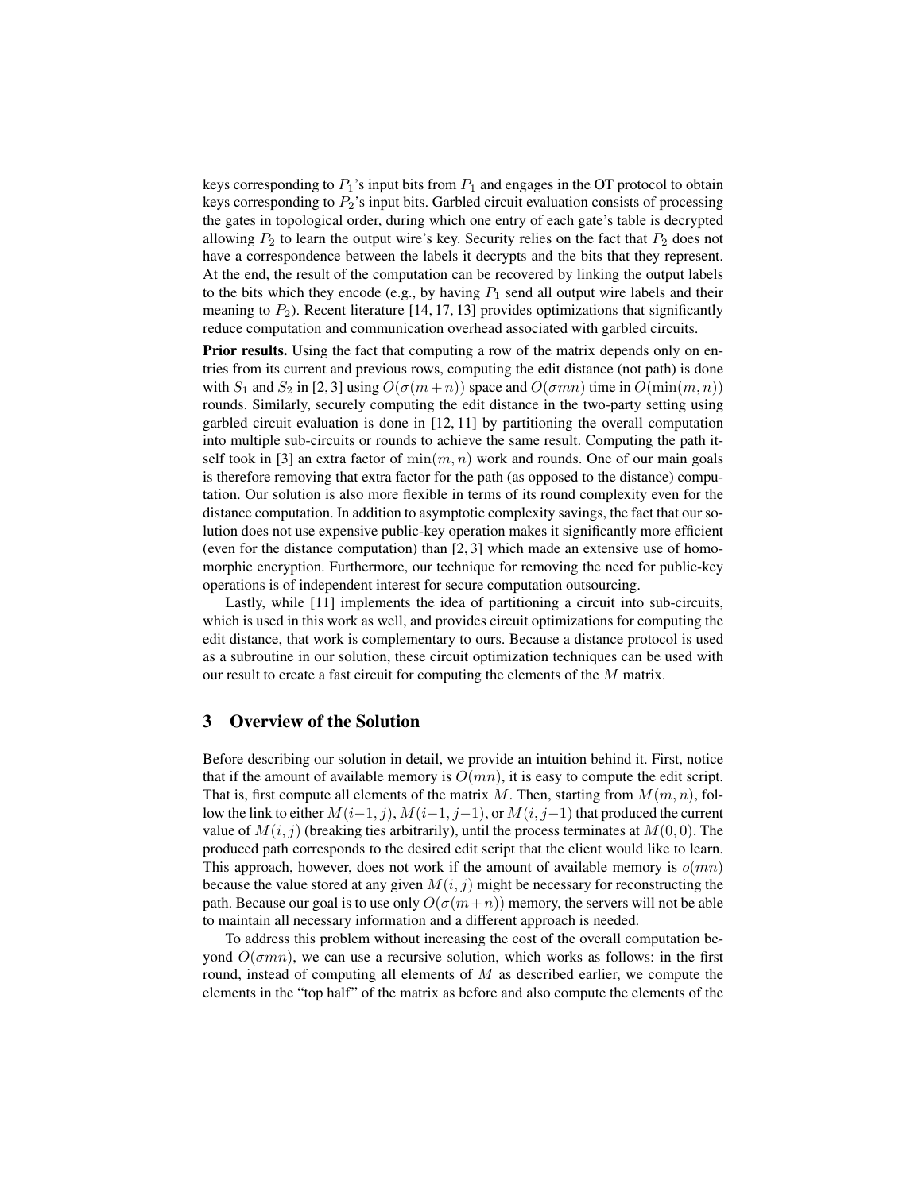keys corresponding to $P_1$'s input bits from $P_1$ and engages in the OT protocol to obtain keys corresponding to $P_2$'s input bits. Garbled circuit evaluation consists of processing the gates in topological order, during which one entry of each gate's table is decrypted allowing $P_2$ to learn the output wire's key. Security relies on the fact that $P_2$ does not have a correspondence between the labels it decrypts and the bits that they represent. At the end, the result of the computation can be recovered by linking the output labels to the bits which they encode (e.g., by having $P_1$ send all output wire labels and their meaning to $P_2$). Recent literature [14, 17, 13] provides optimizations that significantly reduce computation and communication overhead associated with garbled circuits.

**Prior results.** Using the fact that computing a row of the matrix depends only on entries from its current and previous rows, computing the edit distance (not path) is done with $S_1$ and $S_2$ in [2, 3] using $O(\sigma(m+n))$ space and $O(\sigma mn)$ time in $O(\min(m, n))$ rounds. Similarly, securely computing the edit distance in the two-party setting using garbled circuit evaluation is done in [12, 11] by partitioning the overall computation into multiple sub-circuits or rounds to achieve the same result. Computing the path itself took in [3] an extra factor of $\min(m, n)$ work and rounds. One of our main goals is therefore removing that extra factor for the path (as opposed to the distance) computation. Our solution is also more flexible in terms of its round complexity even for the distance computation. In addition to asymptotic complexity savings, the fact that our solution does not use expensive public-key operation makes it significantly more efficient (even for the distance computation) than [2, 3] which made an extensive use of homomorphic encryption. Furthermore, our technique for removing the need for public-key operations is of independent interest for secure computation outsourcing.

Lastly, while [11] implements the idea of partitioning a circuit into sub-circuits, which is used in this work as well, and provides circuit optimizations for computing the edit distance, that work is complementary to ours. Because a distance protocol is used as a subroutine in our solution, these circuit optimization techniques can be used with our result to create a fast circuit for computing the elements of the $M$ matrix.

## 3 Overview of the Solution

Before describing our solution in detail, we provide an intuition behind it. First, notice that if the amount of available memory is $O(mn)$, it is easy to compute the edit script. That is, first compute all elements of the matrix $M$. Then, starting from $M(m, n)$, follow the link to either $M(i-1, j)$, $M(i-1, j-1)$, or $M(i, j-1)$ that produced the current value of $M(i, j)$ (breaking ties arbitrarily), until the process terminates at $M(0, 0)$. The produced path corresponds to the desired edit script that the client would like to learn. This approach, however, does not work if the amount of available memory is $o(mn)$ because the value stored at any given $M(i, j)$ might be necessary for reconstructing the path. Because our goal is to use only $O(\sigma(m+n))$ memory, the servers will not be able to maintain all necessary information and a different approach is needed.

To address this problem without increasing the cost of the overall computation beyond $O(\sigma mn)$, we can use a recursive solution, which works as follows: in the first round, instead of computing all elements of $M$ as described earlier, we compute the elements in the "top half" of the matrix as before and also compute the elements of the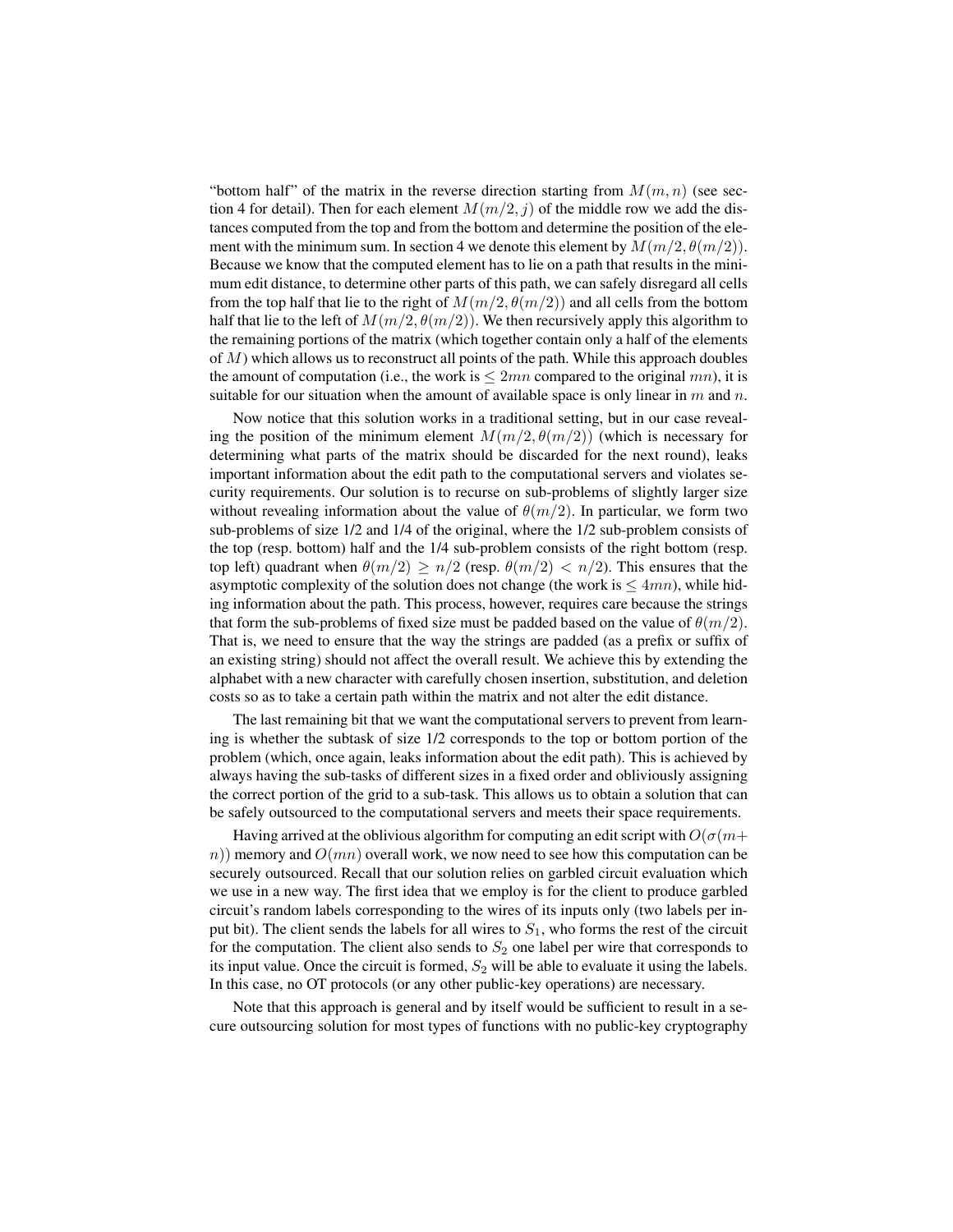"bottom half" of the matrix in the reverse direction starting from $M(m, n)$ (see section 4 for detail). Then for each element $M(m/2, j)$ of the middle row we add the distances computed from the top and from the bottom and determine the position of the element with the minimum sum. In section 4 we denote this element by $M(m/2, \theta(m/2))$. Because we know that the computed element has to lie on a path that results in the minimum edit distance, to determine other parts of this path, we can safely disregard all cells from the top half that lie to the right of $M(m/2, \theta(m/2))$ and all cells from the bottom half that lie to the left of $M(m/2, \theta(m/2))$. We then recursively apply this algorithm to the remaining portions of the matrix (which together contain only a half of the elements of $M$) which allows us to reconstruct all points of the path. While this approach doubles the amount of computation (i.e., the work is $\leq 2mn$ compared to the original $mn$), it is suitable for our situation when the amount of available space is only linear in $m$ and $n$.

Now notice that this solution works in a traditional setting, but in our case revealing the position of the minimum element $M(m/2, \theta(m/2))$ (which is necessary for determining what parts of the matrix should be discarded for the next round), leaks important information about the edit path to the computational servers and violates security requirements. Our solution is to recurse on sub-problems of slightly larger size without revealing information about the value of $\theta(m/2)$. In particular, we form two sub-problems of size 1/2 and 1/4 of the original, where the 1/2 sub-problem consists of the top (resp. bottom) half and the 1/4 sub-problem consists of the right bottom (resp. top left) quadrant when $\theta(m/2) \geq n/2$ (resp. $\theta(m/2) < n/2$). This ensures that the asymptotic complexity of the solution does not change (the work is $\leq 4mn$), while hiding information about the path. This process, however, requires care because the strings that form the sub-problems of fixed size must be padded based on the value of $\theta(m/2)$. That is, we need to ensure that the way the strings are padded (as a prefix or suffix of an existing string) should not affect the overall result. We achieve this by extending the alphabet with a new character with carefully chosen insertion, substitution, and deletion costs so as to take a certain path within the matrix and not alter the edit distance.

The last remaining bit that we want the computational servers to prevent from learning is whether the subtask of size 1/2 corresponds to the top or bottom portion of the problem (which, once again, leaks information about the edit path). This is achieved by always having the sub-tasks of different sizes in a fixed order and obliviously assigning the correct portion of the grid to a sub-task. This allows us to obtain a solution that can be safely outsourced to the computational servers and meets their space requirements.

Having arrived at the oblivious algorithm for computing an edit script with $O(\sigma(m+n))$ memory and $O(mn)$ overall work, we now need to see how this computation can be securely outsourced. Recall that our solution relies on garbled circuit evaluation which we use in a new way. The first idea that we employ is for the client to produce garbled circuit's random labels corresponding to the wires of its inputs only (two labels per input bit). The client sends the labels for all wires to $S_1$, who forms the rest of the circuit for the computation. The client also sends to $S_2$ one label per wire that corresponds to its input value. Once the circuit is formed, $S_2$ will be able to evaluate it using the labels. In this case, no OT protocols (or any other public-key operations) are necessary.

Note that this approach is general and by itself would be sufficient to result in a secure outsourcing solution for most types of functions with no public-key cryptography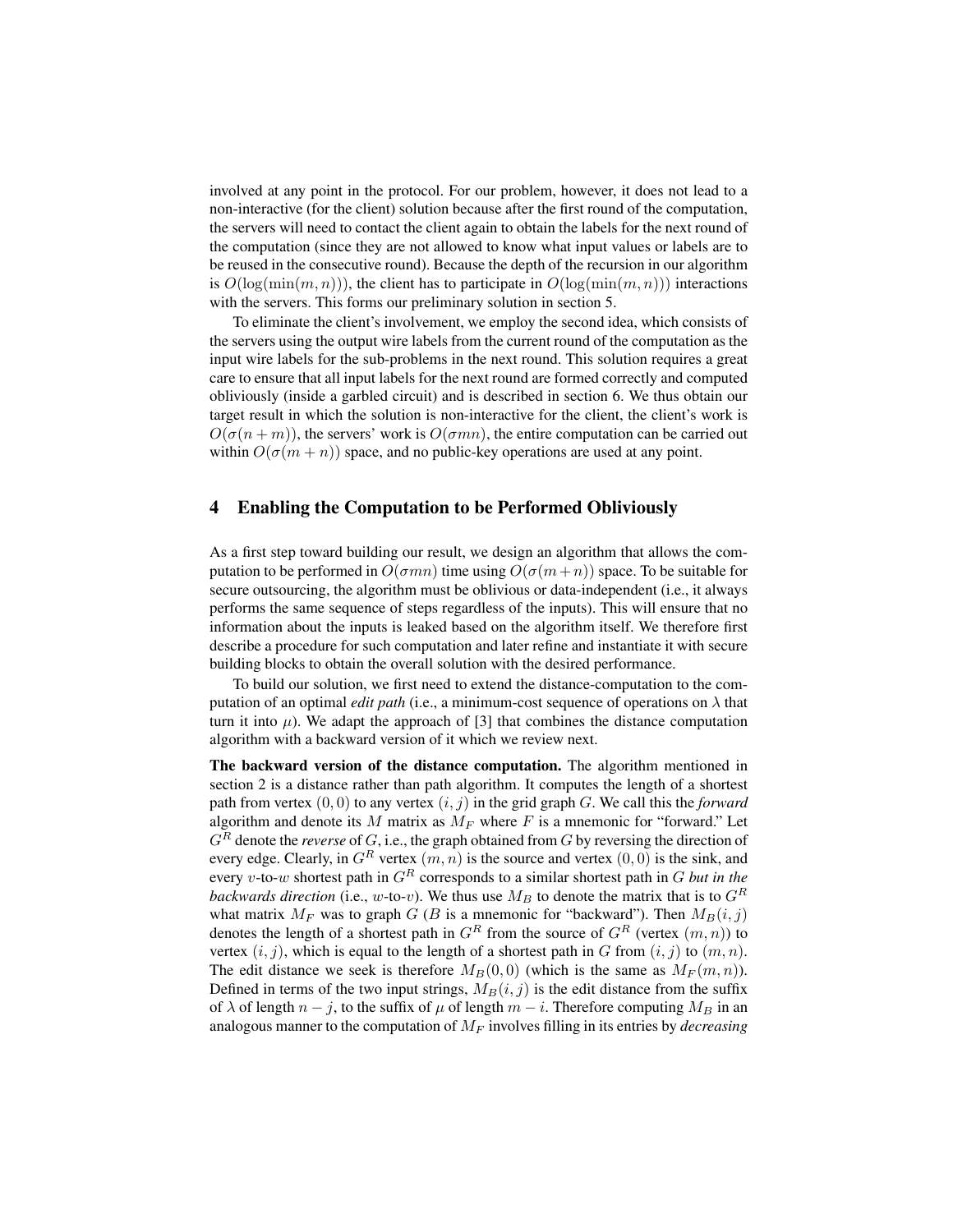involved at any point in the protocol. For our problem, however, it does not lead to a non-interactive (for the client) solution because after the first round of the computation, the servers will need to contact the client again to obtain the labels for the next round of the computation (since they are not allowed to know what input values or labels are to be reused in the consecutive round). Because the depth of the recursion in our algorithm is $O(\log(\min(m, n)))$, the client has to participate in $O(\log(\min(m, n)))$ interactions with the servers. This forms our preliminary solution in section 5.

To eliminate the client's involvement, we employ the second idea, which consists of the servers using the output wire labels from the current round of the computation as the input wire labels for the sub-problems in the next round. This solution requires a great care to ensure that all input labels for the next round are formed correctly and computed obliviously (inside a garbled circuit) and is described in section 6. We thus obtain our target result in which the solution is non-interactive for the client, the client's work is $O(\sigma(n + m))$, the servers' work is $O(\sigma mn)$, the entire computation can be carried out within $O(\sigma(m + n))$ space, and no public-key operations are used at any point.

## 4 Enabling the Computation to be Performed Obliviously

As a first step toward building our result, we design an algorithm that allows the computation to be performed in $O(\sigma mn)$ time using $O(\sigma(m+n))$ space. To be suitable for secure outsourcing, the algorithm must be oblivious or data-independent (i.e., it always performs the same sequence of steps regardless of the inputs). This will ensure that no information about the inputs is leaked based on the algorithm itself. We therefore first describe a procedure for such computation and later refine and instantiate it with secure building blocks to obtain the overall solution with the desired performance.

To build our solution, we first need to extend the distance-computation to the computation of an optimal *edit path* (i.e., a minimum-cost sequence of operations on $\lambda$ that turn it into $\mu$). We adapt the approach of [3] that combines the distance computation algorithm with a backward version of it which we review next.

**The backward version of the distance computation.** The algorithm mentioned in section 2 is a distance rather than path algorithm. It computes the length of a shortest path from vertex $(0, 0)$ to any vertex $(i, j)$ in the grid graph $G$. We call this the *forward* algorithm and denote its $M$ matrix as $M_F$ where $F$ is a mnemonic for "forward." Let $G^R$ denote the *reverse* of $G$, i.e., the graph obtained from $G$ by reversing the direction of every edge. Clearly, in $G^R$ vertex $(m, n)$ is the source and vertex $(0, 0)$ is the sink, and every $v$-to-$w$ shortest path in $G^R$ corresponds to a similar shortest path in $G$ *but in the backwards direction* (i.e., $w$-to-$v$). We thus use $M_B$ to denote the matrix that is to $G^R$ what matrix $M_F$ was to graph $G$ ($B$ is a mnemonic for "backward"). Then $M_B(i, j)$ denotes the length of a shortest path in $G^R$ from the source of $G^R$ (vertex $(m, n)$) to vertex $(i, j)$, which is equal to the length of a shortest path in $G$ from $(i, j)$ to $(m, n)$. The edit distance we seek is therefore $M_B(0, 0)$ (which is the same as $M_F(m, n)$). Defined in terms of the two input strings, $M_B(i, j)$ is the edit distance from the suffix of $\lambda$ of length $n - j$, to the suffix of $\mu$ of length $m - i$. Therefore computing $M_B$ in an analogous manner to the computation of $M_F$ involves filling in its entries by *decreasing*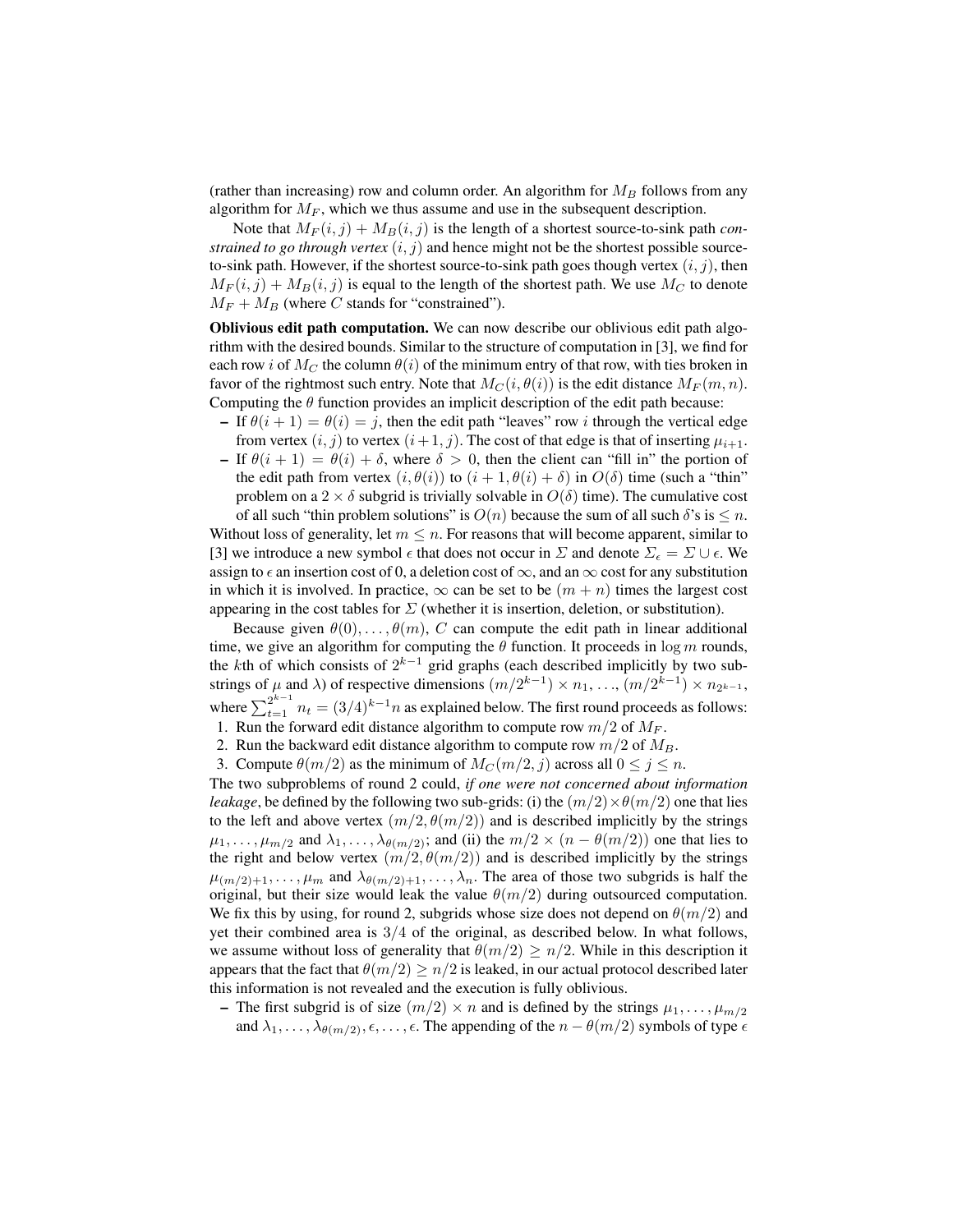(rather than increasing) row and column order. An algorithm for $M_B$ follows from any algorithm for $M_F$, which we thus assume and use in the subsequent description.

Note that $M_F(i,j) + M_B(i,j)$ is the length of a shortest source-to-sink path *constrained to go through vertex* $(i,j)$ and hence might not be the shortest possible source-to-sink path. However, if the shortest source-to-sink path goes though vertex $(i,j)$, then $M_F(i,j) + M_B(i,j)$ is equal to the length of the shortest path. We use $M_C$ to denote $M_F + M_B$ (where $C$ stands for "constrained").

**Oblivious edit path computation.** We can now describe our oblivious edit path algorithm with the desired bounds. Similar to the structure of computation in [3], we find for each row $i$ of $M_C$ the column $\theta(i)$ of the minimum entry of that row, with ties broken in favor of the rightmost such entry. Note that $M_C(i, \theta(i))$ is the edit distance $M_F(m,n)$. Computing the $\theta$ function provides an implicit description of the edit path because:

- If $\theta(i+1) = \theta(i) = j$, then the edit path "leaves" row $i$ through the vertical edge from vertex $(i,j)$ to vertex $(i+1,j)$. The cost of that edge is that of inserting $\mu_{i+1}$.
- If $\theta(i+1) = \theta(i) + \delta$, where $\delta > 0$, then the client can "fill in" the portion of the edit path from vertex $(i, \theta(i))$ to $(i+1, \theta(i)+\delta)$ in $O(\delta)$ time (such a "thin" problem on a $2 \times \delta$ subgrid is trivially solvable in $O(\delta)$ time). The cumulative cost of all such "thin problem solutions" is $O(n)$ because the sum of all such $\delta$'s is $\leq n$.

Without loss of generality, let $m \leq n$. For reasons that will become apparent, similar to [3] we introduce a new symbol $\epsilon$ that does not occur in $\Sigma$ and denote $\Sigma_\epsilon = \Sigma \cup \epsilon$. We assign to $\epsilon$ an insertion cost of 0, a deletion cost of $\infty$, and an $\infty$ cost for any substitution in which it is involved. In practice, $\infty$ can be set to be $(m+n)$ times the largest cost appearing in the cost tables for $\Sigma$ (whether it is insertion, deletion, or substitution).

Because given $\theta(0), \ldots, \theta(m)$, $C$ can compute the edit path in linear additional time, we give an algorithm for computing the $\theta$ function. It proceeds in $\log m$ rounds, the $k$th of which consists of $2^{k-1}$ grid graphs (each described implicitly by two substrings of $\mu$ and $\lambda$) of respective dimensions $(m/2^{k-1}) \times n_1, \ldots, (m/2^{k-1}) \times n_{2^{k-1}}$, where $\sum_{t=1}^{2^{k-1}} n_t = (3/4)^{k-1} n$ as explained below. The first round proceeds as follows:

1. Run the forward edit distance algorithm to compute row $m/2$ of $M_F$.
2. Run the backward edit distance algorithm to compute row $m/2$ of $M_B$.
3. Compute $\theta(m/2)$ as the minimum of $M_C(m/2, j)$ across all $0 \leq j \leq n$.

The two subproblems of round 2 could, *if one were not concerned about information leakage*, be defined by the following two sub-grids: (i) the $(m/2) \times \theta(m/2)$ one that lies to the left and above vertex $(m/2, \theta(m/2))$ and is described implicitly by the strings $\mu_1, \ldots, \mu_{m/2}$ and $\lambda_1, \ldots, \lambda_{\theta(m/2)}$; and (ii) the $m/2 \times (n - \theta(m/2))$ one that lies to the right and below vertex $(m/2, \theta(m/2))$ and is described implicitly by the strings $\mu_{(m/2)+1}, \ldots, \mu_m$ and $\lambda_{\theta(m/2)+1}, \ldots, \lambda_n$. The area of those two subgrids is half the original, but their size would leak the value $\theta(m/2)$ during outsourced computation. We fix this by using, for round 2, subgrids whose size does not depend on $\theta(m/2)$ and yet their combined area is $3/4$ of the original, as described below. In what follows, we assume without loss of generality that $\theta(m/2) \geq n/2$. While in this description it appears that the fact that $\theta(m/2) \geq n/2$ is leaked, in our actual protocol described later this information is not revealed and the execution is fully oblivious.

- The first subgrid is of size $(m/2) \times n$ and is defined by the strings $\mu_1, \ldots, \mu_{m/2}$ and $\lambda_1, \ldots, \lambda_{\theta(m/2)}, \epsilon, \ldots, \epsilon$. The appending of the $n - \theta(m/2)$ symbols of type $\epsilon$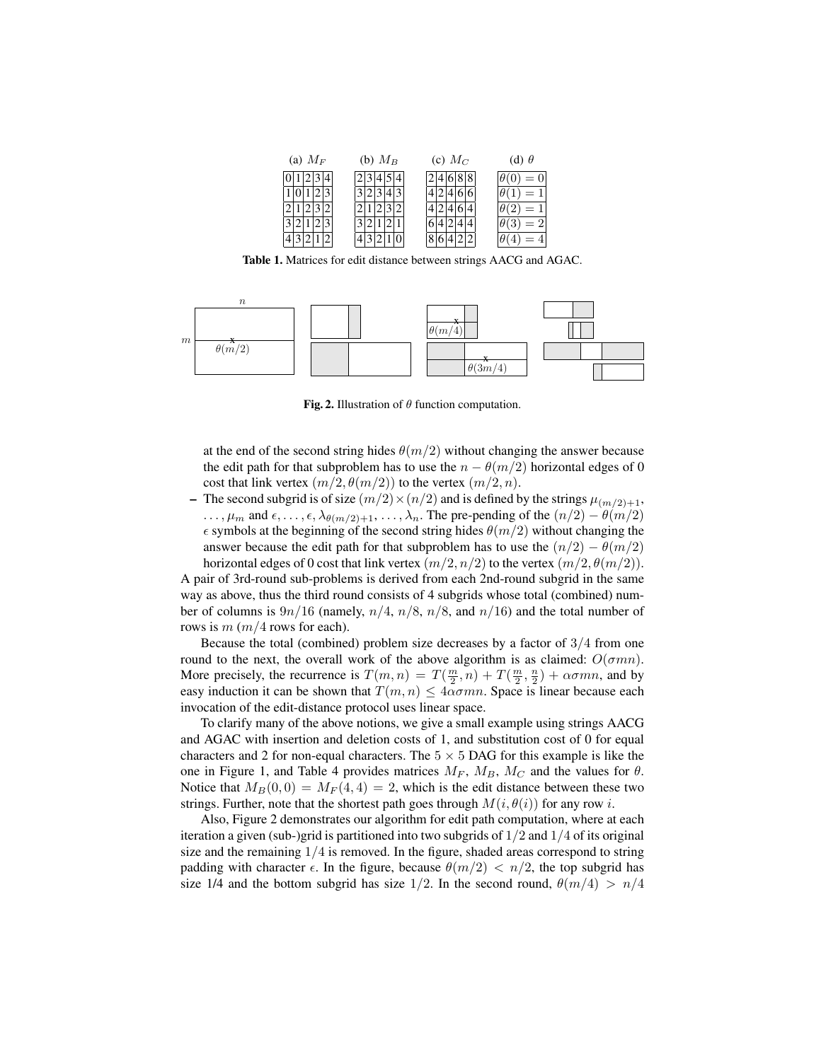| (a) $M_F$ | | | | | | (b) $M_B$ | | | | | | (c) $M_C$ | | | | | | (d) $\theta$ |
|---|---|---|---|---|---|---|---|---|---|---|---|---|---|---|---|---|---|---|
| 0 | 1 | 2 | 3 | 4 | | 2 | 3 | 4 | 5 | 4 | | 2 | 4 | 6 | 8 | 8 | | $\theta(0) = 0$ |
| 1 | 0 | 1 | 2 | 3 | | 3 | 2 | 3 | 4 | 3 | | 4 | 2 | 4 | 6 | 6 | | $\theta(1) = 1$ |
| 2 | 1 | 2 | 3 | 2 | | 2 | 1 | 2 | 3 | 2 | | 4 | 2 | 4 | 6 | 4 | | $\theta(2) = 1$ |
| 3 | 2 | 1 | 2 | 3 | | 3 | 2 | 1 | 2 | 1 | | 6 | 4 | 2 | 4 | 4 | | $\theta(3) = 2$ |
| 4 | 3 | 2 | 1 | 2 | | 4 | 3 | 2 | 1 | 0 | | 8 | 6 | 4 | 2 | 2 | | $\theta(4) = 4$ |

**Table 1.** Matrices for edit distance between strings AACG and AGAC.

**Fig. 2.** Illustration of $\theta$ function computation.

at the end of the second string hides $\theta(m/2)$ without changing the answer because the edit path for that subproblem has to use the $n - \theta(m/2)$ horizontal edges of 0 cost that link vertex $(m/2, \theta(m/2))$ to the vertex $(m/2, n)$.

- The second subgrid is of size $(m/2) \times (n/2)$ and is defined by the strings $\mu_{(m/2)+1}, \ldots, \mu_m$ and $\epsilon, \ldots, \epsilon, \lambda_{\theta(m/2)+1}, \ldots, \lambda_n$. The pre-pending of the $(n/2) - \theta(m/2)$ $\epsilon$ symbols at the beginning of the second string hides $\theta(m/2)$ without changing the answer because the edit path for that subproblem has to use the $(n/2) - \theta(m/2)$ horizontal edges of 0 cost that link vertex $(m/2, n/2)$ to the vertex $(m/2, \theta(m/2))$.

A pair of 3rd-round sub-problems is derived from each 2nd-round subgrid in the same way as above, thus the third round consists of 4 subgrids whose total (combined) number of columns is $9n/16$ (namely, $n/4$, $n/8$, $n/8$, and $n/16$) and the total number of rows is $m$ ($m/4$ rows for each).

Because the total (combined) problem size decreases by a factor of $3/4$ from one round to the next, the overall work of the above algorithm is as claimed: $O(\sigma mn)$. More precisely, the recurrence is $T(m, n) = T(\frac{m}{2}, n) + T(\frac{m}{2}, \frac{n}{2}) + \alpha\sigma mn$, and by easy induction it can be shown that $T(m, n) \leq 4\alpha\sigma mn$. Space is linear because each invocation of the edit-distance protocol uses linear space.

To clarify many of the above notions, we give a small example using strings AACG and AGAC with insertion and deletion costs of 1, and substitution cost of 0 for equal characters and 2 for non-equal characters. The $5 \times 5$ DAG for this example is like the one in Figure 1, and Table 4 provides matrices $M_F$, $M_B$, $M_C$ and the values for $\theta$. Notice that $M_B(0, 0) = M_F(4, 4) = 2$, which is the edit distance between these two strings. Further, note that the shortest path goes through $M(i, \theta(i))$ for any row $i$.

Also, Figure 2 demonstrates our algorithm for edit path computation, where at each iteration a given (sub-)grid is partitioned into two subgrids of $1/2$ and $1/4$ of its original size and the remaining $1/4$ is removed. In the figure, shaded areas correspond to string padding with character $\epsilon$. In the figure, because $\theta(m/2) < n/2$, the top subgrid has size 1/4 and the bottom subgrid has size $1/2$. In the second round, $\theta(m/4) > n/4$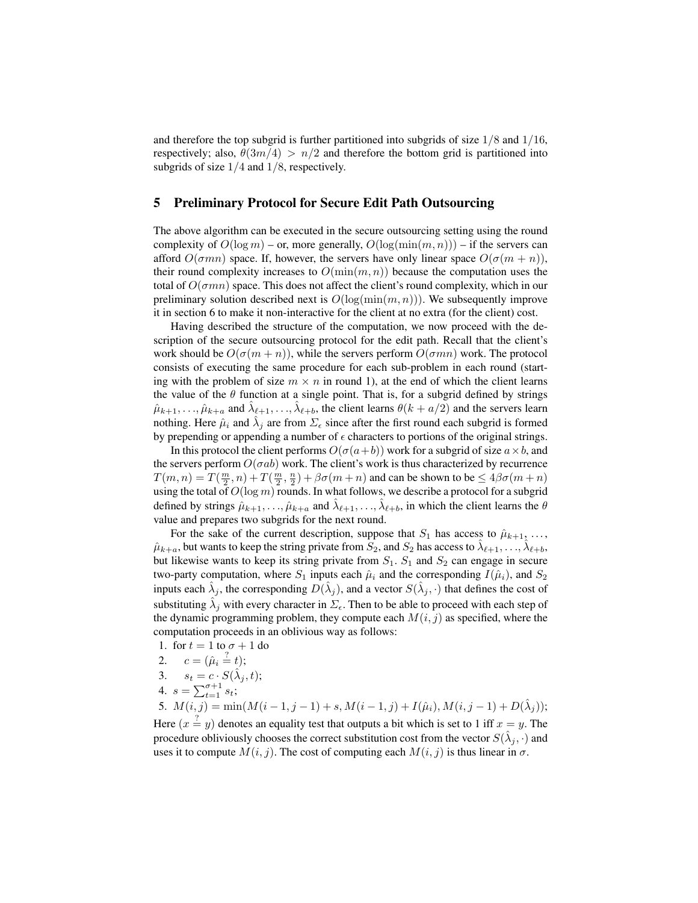and therefore the top subgrid is further partitioned into subgrids of size $1/8$ and $1/16$, respectively; also, $\theta(3m/4) > n/2$ and therefore the bottom grid is partitioned into subgrids of size $1/4$ and $1/8$, respectively.

## 5 Preliminary Protocol for Secure Edit Path Outsourcing

The above algorithm can be executed in the secure outsourcing setting using the round complexity of $O(\log m)$ – or, more generally, $O(\log(\min(m, n)))$ – if the servers can afford $O(\sigma mn)$ space. If, however, the servers have only linear space $O(\sigma(m + n))$, their round complexity increases to $O(\min(m, n))$ because the computation uses the total of $O(\sigma mn)$ space. This does not affect the client's round complexity, which in our preliminary solution described next is $O(\log(\min(m, n)))$. We subsequently improve it in section 6 to make it non-interactive for the client at no extra (for the client) cost.

Having described the structure of the computation, we now proceed with the description of the secure outsourcing protocol for the edit path. Recall that the client's work should be $O(\sigma(m + n))$, while the servers perform $O(\sigma mn)$ work. The protocol consists of executing the same procedure for each sub-problem in each round (starting with the problem of size $m \times n$ in round 1), at the end of which the client learns the value of the $\theta$ function at a single point. That is, for a subgrid defined by strings $\hat{\mu}_{k+1}, \ldots, \hat{\mu}_{k+a}$ and $\hat{\lambda}_{\ell+1}, \ldots, \hat{\lambda}_{\ell+b}$, the client learns $\theta(k + a/2)$ and the servers learn nothing. Here $\hat{\mu}_i$ and $\hat{\lambda}_j$ are from $\Sigma_\epsilon$ since after the first round each subgrid is formed by prepending or appending a number of $\epsilon$ characters to portions of the original strings.

In this protocol the client performs $O(\sigma(a+b))$ work for a subgrid of size $a \times b$, and the servers perform $O(\sigma ab)$ work. The client's work is thus characterized by recurrence $T(m, n) = T(\frac{m}{2}, n) + T(\frac{m}{2}, \frac{n}{2}) + \beta\sigma(m + n)$ and can be shown to be $\leq 4\beta\sigma(m + n)$ using the total of $O(\log m)$ rounds. In what follows, we describe a protocol for a subgrid defined by strings $\hat{\mu}_{k+1}, \ldots, \hat{\mu}_{k+a}$ and $\hat{\lambda}_{\ell+1}, \ldots, \hat{\lambda}_{\ell+b}$, in which the client learns the $\theta$ value and prepares two subgrids for the next round.

For the sake of the current description, suppose that $S_1$ has access to $\hat{\mu}_{k+1}, \ldots, \hat{\mu}_{k+a}$, but wants to keep the string private from $S_2$, and $S_2$ has access to $\hat{\lambda}_{\ell+1}, \ldots, \hat{\lambda}_{\ell+b}$, but likewise wants to keep its string private from $S_1$. $S_1$ and $S_2$ can engage in secure two-party computation, where $S_1$ inputs each $\hat{\mu}_i$ and the corresponding $I(\hat{\mu}_i)$, and $S_2$ inputs each $\hat{\lambda}_j$, the corresponding $D(\hat{\lambda}_j)$, and a vector $S(\hat{\lambda}_j, \cdot)$ that defines the cost of substituting $\hat{\lambda}_j$ with every character in $\Sigma_\epsilon$. Then to be able to proceed with each step of the dynamic programming problem, they compute each $M(i, j)$ as specified, where the computation proceeds in an oblivious way as follows:

1. for $t = 1$ to $\sigma + 1$ do
2. $\quad c = (\hat{\mu}_i \stackrel{?}{=} t)$;
3. $\quad s_t = c \cdot S(\hat{\lambda}_j, t)$;
4. $s = \sum_{t=1}^{\sigma+1} s_t$;
5. $M(i, j) = \min(M(i-1, j-1) + s, M(i-1, j) + I(\hat{\mu}_i), M(i, j-1) + D(\hat{\lambda}_j))$;

Here $(x \stackrel{?}{=} y)$ denotes an equality test that outputs a bit which is set to 1 iff $x = y$. The procedure obliviously chooses the correct substitution cost from the vector $S(\hat{\lambda}_j, \cdot)$ and uses it to compute $M(i, j)$. The cost of computing each $M(i, j)$ is thus linear in $\sigma$.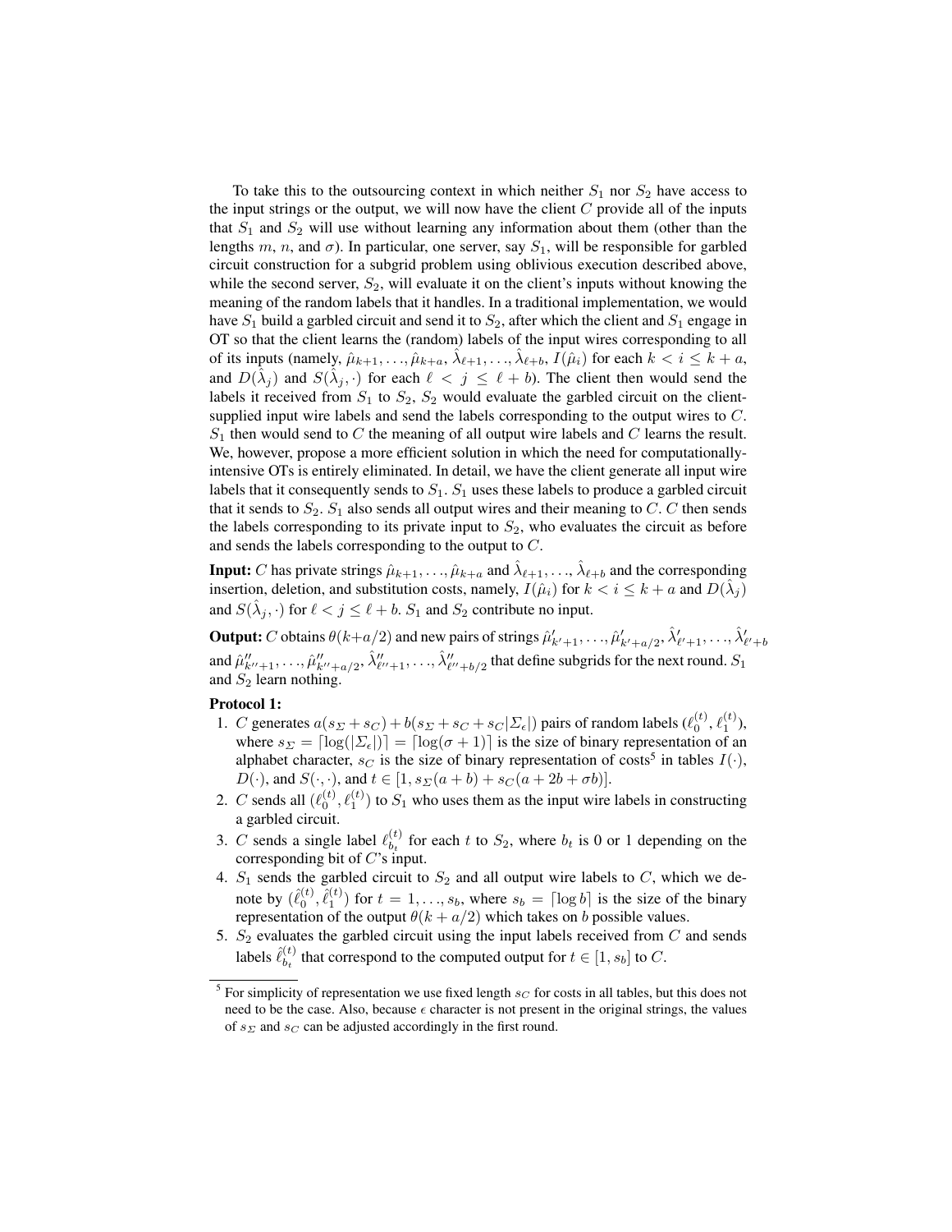To take this to the outsourcing context in which neither $S_1$ nor $S_2$ have access to the input strings or the output, we will now have the client $C$ provide all of the inputs that $S_1$ and $S_2$ will use without learning any information about them (other than the lengths $m$, $n$, and $\sigma$). In particular, one server, say $S_1$, will be responsible for garbled circuit construction for a subgrid problem using oblivious execution described above, while the second server, $S_2$, will evaluate it on the client's inputs without knowing the meaning of the random labels that it handles. In a traditional implementation, we would have $S_1$ build a garbled circuit and send it to $S_2$, after which the client and $S_1$ engage in OT so that the client learns the (random) labels of the input wires corresponding to all of its inputs (namely, $\hat{\mu}_{k+1}, \ldots, \hat{\mu}_{k+a}$, $\hat{\lambda}_{\ell+1}, \ldots, \hat{\lambda}_{\ell+b}$, $I(\hat{\mu}_i)$ for each $k < i \leq k+a$, and $D(\hat{\lambda}_j)$ and $S(\hat{\lambda}_j, \cdot)$ for each $\ell < j \leq \ell + b$). The client then would send the labels it received from $S_1$ to $S_2$, $S_2$ would evaluate the garbled circuit on the client-supplied input wire labels and send the labels corresponding to the output wires to $C$. $S_1$ then would send to $C$ the meaning of all output wire labels and $C$ learns the result. We, however, propose a more efficient solution in which the need for computationally-intensive OTs is entirely eliminated. In detail, we have the client generate all input wire labels that it consequently sends to $S_1$. $S_1$ uses these labels to produce a garbled circuit that it sends to $S_2$. $S_1$ also sends all output wires and their meaning to $C$. $C$ then sends the labels corresponding to its private input to $S_2$, who evaluates the circuit as before and sends the labels corresponding to the output to $C$.

**Input:** $C$ has private strings $\hat{\mu}_{k+1}, \ldots, \hat{\mu}_{k+a}$ and $\hat{\lambda}_{\ell+1}, \ldots, \hat{\lambda}_{\ell+b}$ and the corresponding insertion, deletion, and substitution costs, namely, $I(\hat{\mu}_i)$ for $k < i \leq k+a$ and $D(\hat{\lambda}_j)$ and $S(\hat{\lambda}_j, \cdot)$ for $\ell < j \leq \ell + b$. $S_1$ and $S_2$ contribute no input.

**Output:** $C$ obtains $\theta(k+a/2)$ and new pairs of strings $\hat{\mu}'_{k'+1}, \ldots, \hat{\mu}'_{k'+a/2}$, $\hat{\lambda}'_{\ell'+1}, \ldots, \hat{\lambda}'_{\ell'+b}$ and $\hat{\mu}''_{k''+1}, \ldots, \hat{\mu}''_{k''+a/2}$, $\hat{\lambda}''_{\ell''+1}, \ldots, \hat{\lambda}''_{\ell''+b/2}$ that define subgrids for the next round. $S_1$ and $S_2$ learn nothing.

**Protocol 1:**

1. $C$ generates $a(s_\Sigma + s_C) + b(s_\Sigma + s_C + s_C|\Sigma_\epsilon|)$ pairs of random labels $(\ell_0^{(t)}, \ell_1^{(t)})$, where $s_\Sigma = \lceil \log(|\Sigma_\epsilon|) \rceil = \lceil \log(\sigma + 1) \rceil$ is the size of binary representation of an alphabet character, $s_C$ is the size of binary representation of costs[5] in tables $I(\cdot)$, $D(\cdot)$, and $S(\cdot, \cdot)$, and $t \in [1, s_\Sigma(a+b) + s_C(a + 2b + \sigma b)]$.
2. $C$ sends all $(\ell_0^{(t)}, \ell_1^{(t)})$ to $S_1$ who uses them as the input wire labels in constructing a garbled circuit.
3. $C$ sends a single label $\ell_{b_t}^{(t)}$ for each $t$ to $S_2$, where $b_t$ is 0 or 1 depending on the corresponding bit of $C$'s input.
4. $S_1$ sends the garbled circuit to $S_2$ and all output wire labels to $C$, which we denote by $(\hat{\ell}_0^{(t)}, \hat{\ell}_1^{(t)})$ for $t = 1, \ldots, s_b$, where $s_b = \lceil \log b \rceil$ is the size of the binary representation of the output $\theta(k + a/2)$ which takes on $b$ possible values.
5. $S_2$ evaluates the garbled circuit using the input labels received from $C$ and sends labels $\hat{\ell}_{b_t}^{(t)}$ that correspond to the computed output for $t \in [1, s_b]$ to $C$.

[5] For simplicity of representation we use fixed length $s_C$ for costs in all tables, but this does not need to be the case. Also, because $\epsilon$ character is not present in the original strings, the values of $s_\Sigma$ and $s_C$ can be adjusted accordingly in the first round.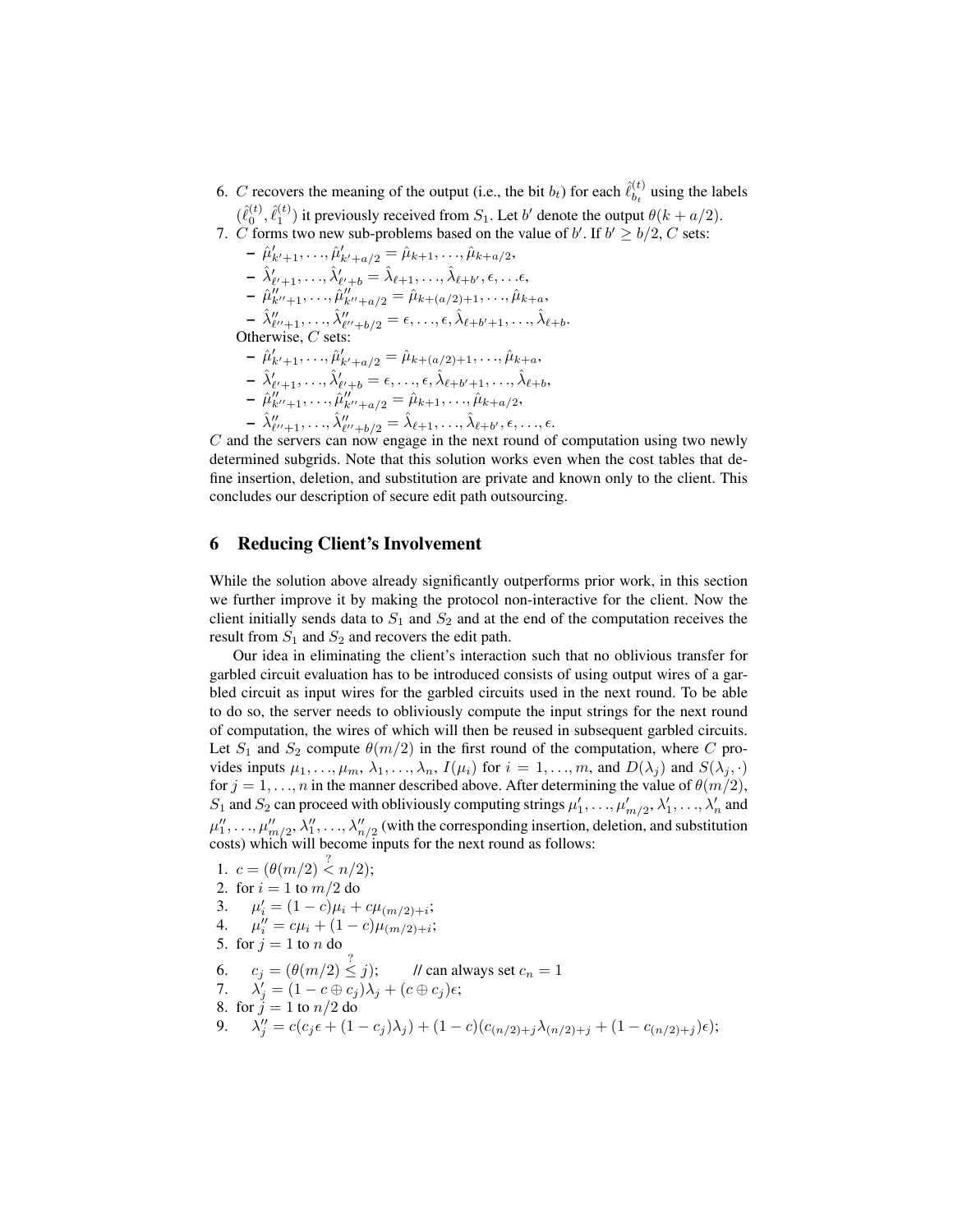6. $C$ recovers the meaning of the output (i.e., the bit $b_t$) for each $\hat{\ell}_{b_t}^{(t)}$ using the labels $(\hat{\ell}_0^{(t)}, \hat{\ell}_1^{(t)})$ it previously received from $S_1$. Let $b'$ denote the output $\theta(k + a/2)$.
7. $C$ forms two new sub-problems based on the value of $b'$. If $b' \geq b/2$, $C$ sets:
   - $\hat{\mu}'_{k'+1}, \ldots, \hat{\mu}'_{k'+a/2} = \hat{\mu}_{k+1}, \ldots, \hat{\mu}_{k+a/2}$,
   - $\hat{\lambda}'_{\ell'+1}, \ldots, \hat{\lambda}'_{\ell'+b} = \hat{\lambda}_{\ell+1}, \ldots, \hat{\lambda}_{\ell+b'}, \epsilon, \ldots \epsilon$,
   - $\hat{\mu}''_{k''+1}, \ldots, \hat{\mu}''_{k''+a/2} = \hat{\mu}_{k+(a/2)+1}, \ldots, \hat{\mu}_{k+a}$,
   - $\hat{\lambda}''_{\ell''+1}, \ldots, \hat{\lambda}''_{\ell''+b/2} = \epsilon, \ldots, \epsilon, \hat{\lambda}_{\ell+b'+1}, \ldots, \hat{\lambda}_{\ell+b}$.

   Otherwise, $C$ sets:
   - $\hat{\mu}'_{k'+1}, \ldots, \hat{\mu}'_{k'+a/2} = \hat{\mu}_{k+(a/2)+1}, \ldots, \hat{\mu}_{k+a}$,
   - $\hat{\lambda}'_{\ell'+1}, \ldots, \hat{\lambda}'_{\ell'+b} = \epsilon, \ldots, \epsilon, \hat{\lambda}_{\ell+b'+1}, \ldots, \hat{\lambda}_{\ell+b}$,
   - $\hat{\mu}''_{k''+1}, \ldots, \hat{\mu}''_{k''+a/2} = \hat{\mu}_{k+1}, \ldots, \hat{\mu}_{k+a/2}$,
   - $\hat{\lambda}''_{\ell''+1}, \ldots, \hat{\lambda}''_{\ell''+b/2} = \hat{\lambda}_{\ell+1}, \ldots, \hat{\lambda}_{\ell+b'}, \epsilon, \ldots, \epsilon$.

$C$ and the servers can now engage in the next round of computation using two newly determined subgrids. Note that this solution works even when the cost tables that define insertion, deletion, and substitution are private and known only to the client. This concludes our description of secure edit path outsourcing.

## 6 Reducing Client's Involvement

While the solution above already significantly outperforms prior work, in this section we further improve it by making the protocol non-interactive for the client. Now the client initially sends data to $S_1$ and $S_2$ and at the end of the computation receives the result from $S_1$ and $S_2$ and recovers the edit path.

Our idea in eliminating the client's interaction such that no oblivious transfer for garbled circuit evaluation has to be introduced consists of using output wires of a garbled circuit as input wires for the garbled circuits used in the next round. To be able to do so, the server needs to obliviously compute the input strings for the next round of computation, the wires of which will then be reused in subsequent garbled circuits. Let $S_1$ and $S_2$ compute $\theta(m/2)$ in the first round of the computation, where $C$ provides inputs $\mu_1, \ldots, \mu_m$, $\lambda_1, \ldots, \lambda_n$, $I(\mu_i)$ for $i = 1, \ldots, m$, and $D(\lambda_j)$ and $S(\lambda_j, \cdot)$ for $j = 1, \ldots, n$ in the manner described above. After determining the value of $\theta(m/2)$, $S_1$ and $S_2$ can proceed with obliviously computing strings $\mu'_1, \ldots, \mu'_{m/2}, \lambda'_1, \ldots, \lambda'_n$ and $\mu''_1, \ldots, \mu''_{m/2}, \lambda''_1, \ldots, \lambda''_{n/2}$ (with the corresponding insertion, deletion, and substitution costs) which will become inputs for the next round as follows:

1. $c = (\theta(m/2) \stackrel{?}{<} n/2)$;
2. for $i = 1$ to $m/2$ do
3. $\quad \mu'_i = (1 - c)\mu_i + c\mu_{(m/2)+i}$;
4. $\quad \mu''_i = c\mu_i + (1 - c)\mu_{(m/2)+i}$;
5. for $j = 1$ to $n$ do
6. $\quad c_j = (\theta(m/2) \stackrel{?}{\leq} j)$; // can always set $c_n = 1$
7. $\quad \lambda'_j = (1 - c \oplus c_j)\lambda_j + (c \oplus c_j)\epsilon$;
8. for $j = 1$ to $n/2$ do
9. $\quad \lambda''_j = c(c_j\epsilon + (1 - c_j)\lambda_j) + (1 - c)(c_{(n/2)+j}\lambda_{(n/2)+j} + (1 - c_{(n/2)+j})\epsilon)$;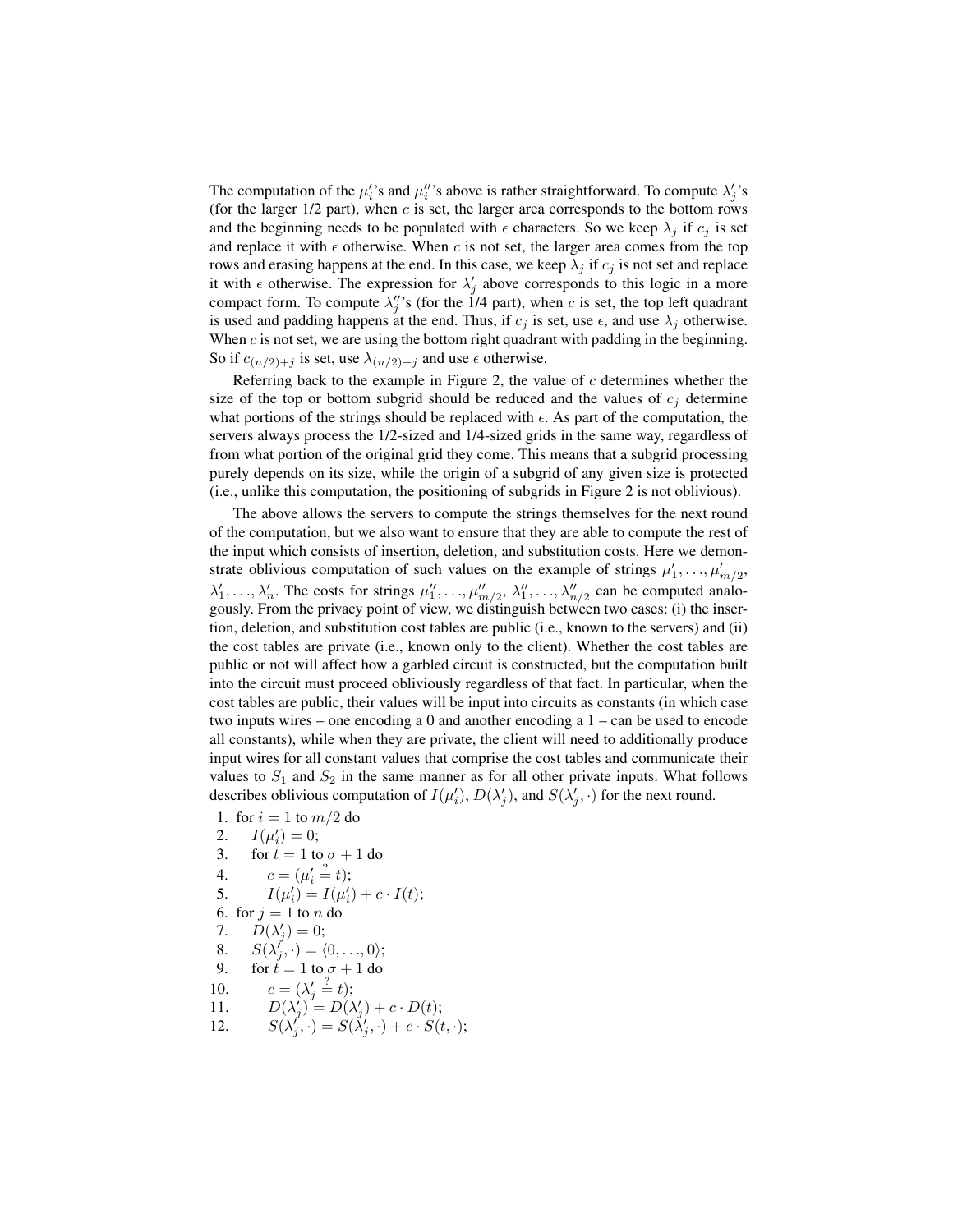The computation of the $\mu'_i$'s and $\mu''_i$'s above is rather straightforward. To compute $\lambda'_j$'s (for the larger 1/2 part), when $c$ is set, the larger area corresponds to the bottom rows and the beginning needs to be populated with $\epsilon$ characters. So we keep $\lambda_j$ if $c_j$ is set and replace it with $\epsilon$ otherwise. When $c$ is not set, the larger area comes from the top rows and erasing happens at the end. In this case, we keep $\lambda_j$ if $c_j$ is not set and replace it with $\epsilon$ otherwise. The expression for $\lambda'_j$ above corresponds to this logic in a more compact form. To compute $\lambda''_j$'s (for the 1/4 part), when $c$ is set, the top left quadrant is used and padding happens at the end. Thus, if $c_j$ is set, use $\epsilon$, and use $\lambda_j$ otherwise. When $c$ is not set, we are using the bottom right quadrant with padding in the beginning. So if $c_{(n/2)+j}$ is set, use $\lambda_{(n/2)+j}$ and use $\epsilon$ otherwise.

Referring back to the example in Figure 2, the value of $c$ determines whether the size of the top or bottom subgrid should be reduced and the values of $c_j$ determine what portions of the strings should be replaced with $\epsilon$. As part of the computation, the servers always process the 1/2-sized and 1/4-sized grids in the same way, regardless of from what portion of the original grid they come. This means that a subgrid processing purely depends on its size, while the origin of a subgrid of any given size is protected (i.e., unlike this computation, the positioning of subgrids in Figure 2 is not oblivious).

The above allows the servers to compute the strings themselves for the next round of the computation, but we also want to ensure that they are able to compute the rest of the input which consists of insertion, deletion, and substitution costs. Here we demonstrate oblivious computation of such values on the example of strings $\mu'_1, \ldots, \mu'_{m/2}$, $\lambda'_1, \ldots, \lambda'_n$. The costs for strings $\mu''_1, \ldots, \mu''_{m/2}$, $\lambda''_1, \ldots, \lambda''_{n/2}$ can be computed analogously. From the privacy point of view, we distinguish between two cases: (i) the insertion, deletion, and substitution cost tables are public (i.e., known to the servers) and (ii) the cost tables are private (i.e., known only to the client). Whether the cost tables are public or not will affect how a garbled circuit is constructed, but the computation built into the circuit must proceed obliviously regardless of that fact. In particular, when the cost tables are public, their values will be input into circuits as constants (in which case two inputs wires – one encoding a 0 and another encoding a 1 – can be used to encode all constants), while when they are private, the client will need to additionally produce input wires for all constant values that comprise the cost tables and communicate their values to $S_1$ and $S_2$ in the same manner as for all other private inputs. What follows describes oblivious computation of $I(\mu'_i)$, $D(\lambda'_j)$, and $S(\lambda'_j, \cdot)$ for the next round.

1. for $i = 1$ to $m/2$ do
2. $\quad I(\mu'_i) = 0$;
3. $\quad$ for $t = 1$ to $\sigma + 1$ do
4. $\quad\quad c = (\mu'_i \stackrel{?}{=} t)$;
5. $\quad\quad I(\mu'_i) = I(\mu'_i) + c \cdot I(t)$;
6. for $j = 1$ to $n$ do
7. $\quad D(\lambda'_j) = 0$;
8. $\quad S(\lambda'_j, \cdot) = \langle 0, \ldots, 0 \rangle$;
9. $\quad$ for $t = 1$ to $\sigma + 1$ do
10. $\quad\quad c = (\lambda'_j \stackrel{?}{=} t)$;
11. $\quad\quad D(\lambda'_j) = D(\lambda'_j) + c \cdot D(t)$;
12. $\quad\quad S(\lambda'_j, \cdot) = S(\lambda'_j, \cdot) + c \cdot S(t, \cdot)$;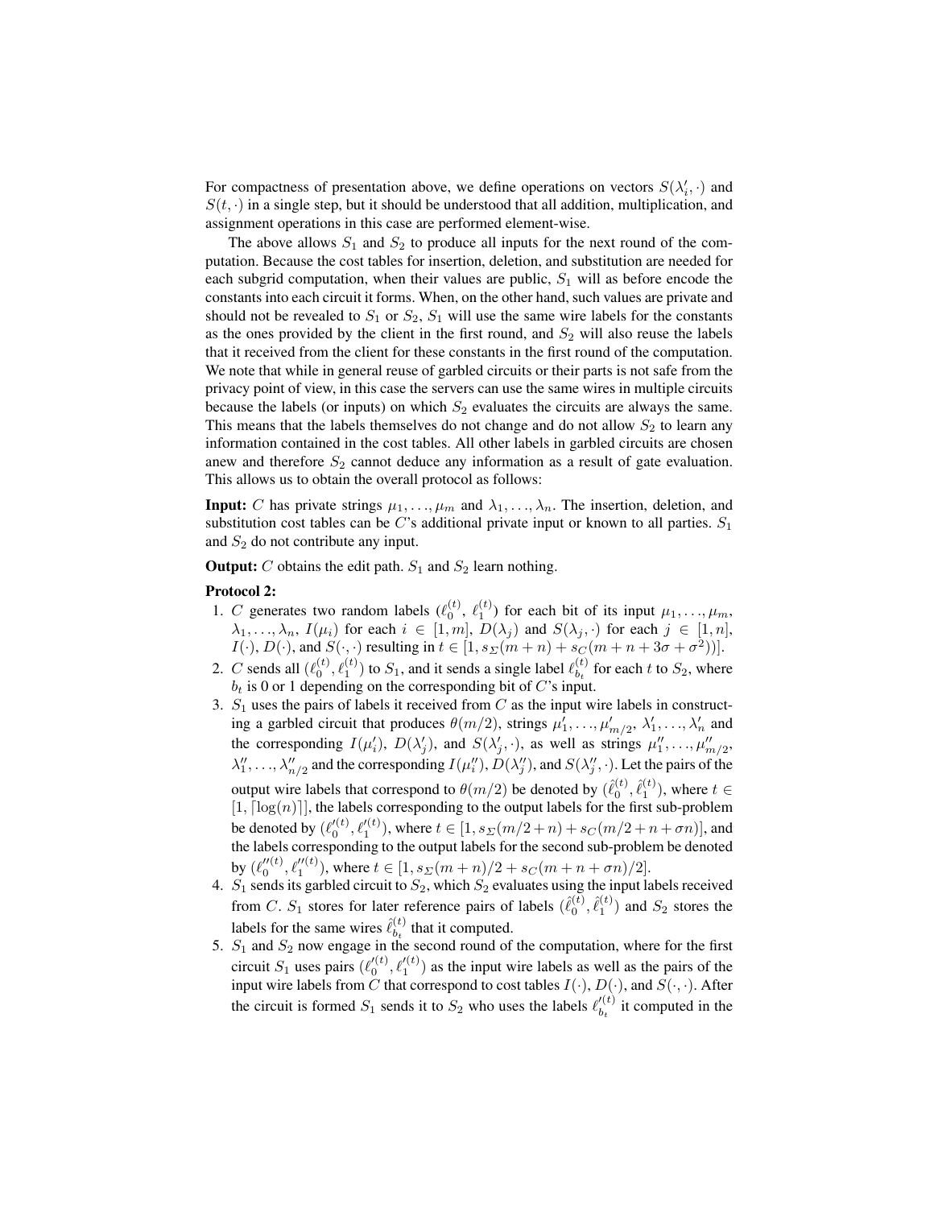For compactness of presentation above, we define operations on vectors $S(\lambda'_i, \cdot)$ and $S(t, \cdot)$ in a single step, but it should be understood that all addition, multiplication, and assignment operations in this case are performed element-wise.

The above allows $S_1$ and $S_2$ to produce all inputs for the next round of the computation. Because the cost tables for insertion, deletion, and substitution are needed for each subgrid computation, when their values are public, $S_1$ will as before encode the constants into each circuit it forms. When, on the other hand, such values are private and should not be revealed to $S_1$ or $S_2$, $S_1$ will use the same wire labels for the constants as the ones provided by the client in the first round, and $S_2$ will also reuse the labels that it received from the client for these constants in the first round of the computation. We note that while in general reuse of garbled circuits or their parts is not safe from the privacy point of view, in this case the servers can use the same wires in multiple circuits because the labels (or inputs) on which $S_2$ evaluates the circuits are always the same. This means that the labels themselves do not change and do not allow $S_2$ to learn any information contained in the cost tables. All other labels in garbled circuits are chosen anew and therefore $S_2$ cannot deduce any information as a result of gate evaluation. This allows us to obtain the overall protocol as follows:

**Input:** $C$ has private strings $\mu_1, \ldots, \mu_m$ and $\lambda_1, \ldots, \lambda_n$. The insertion, deletion, and substitution cost tables can be $C$'s additional private input or known to all parties. $S_1$ and $S_2$ do not contribute any input.

**Output:** $C$ obtains the edit path. $S_1$ and $S_2$ learn nothing.

**Protocol 2:**

1. $C$ generates two random labels $(\ell_0^{(t)}, \ell_1^{(t)})$ for each bit of its input $\mu_1, \ldots, \mu_m$, $\lambda_1, \ldots, \lambda_n$, $I(\mu_i)$ for each $i \in [1, m]$, $D(\lambda_j)$ and $S(\lambda_j, \cdot)$ for each $j \in [1, n]$, $I(\cdot)$, $D(\cdot)$, and $S(\cdot, \cdot)$ resulting in $t \in [1, s_\Sigma(m+n) + s_C(m+n+3\sigma+\sigma^2))]$.
2. $C$ sends all $(\ell_0^{(t)}, \ell_1^{(t)})$ to $S_1$, and it sends a single label $\ell_{b_t}^{(t)}$ for each $t$ to $S_2$, where $b_t$ is 0 or 1 depending on the corresponding bit of $C$'s input.
3. $S_1$ uses the pairs of labels it received from $C$ as the input wire labels in constructing a garbled circuit that produces $\theta(m/2)$, strings $\mu'_1, \ldots, \mu'_{m/2}$, $\lambda'_1, \ldots, \lambda'_n$ and the corresponding $I(\mu'_i)$, $D(\lambda'_j)$, and $S(\lambda'_j, \cdot)$, as well as strings $\mu''_1, \ldots, \mu''_{m/2}$, $\lambda''_1, \ldots, \lambda''_{n/2}$ and the corresponding $I(\mu''_i)$, $D(\lambda''_j)$, and $S(\lambda''_j, \cdot)$. Let the pairs of the output wire labels that correspond to $\theta(m/2)$ be denoted by $(\hat{\ell}_0^{(t)}, \hat{\ell}_1^{(t)})$, where $t \in [1, \lceil \log(n) \rceil]$, the labels corresponding to the output labels for the first sub-problem be denoted by $(\ell_0'^{(t)}, \ell_1'^{(t)})$, where $t \in [1, s_\Sigma(m/2+n) + s_C(m/2+n+\sigma n)]$, and the labels corresponding to the output labels for the second sub-problem be denoted by $(\ell_0''^{(t)}, \ell_1''^{(t)})$, where $t \in [1, s_\Sigma(m+n)/2 + s_C(m+n+\sigma n)/2]$.
4. $S_1$ sends its garbled circuit to $S_2$, which $S_2$ evaluates using the input labels received from $C$. $S_1$ stores for later reference pairs of labels $(\hat{\ell}_0^{(t)}, \hat{\ell}_1^{(t)})$ and $S_2$ stores the labels for the same wires $\hat{\ell}_{b_t}^{(t)}$ that it computed.
5. $S_1$ and $S_2$ now engage in the second round of the computation, where for the first circuit $S_1$ uses pairs $(\ell_0'^{(t)}, \ell_1'^{(t)})$ as the input wire labels as well as the pairs of the input wire labels from $C$ that correspond to cost tables $I(\cdot)$, $D(\cdot)$, and $S(\cdot, \cdot)$. After the circuit is formed $S_1$ sends it to $S_2$ who uses the labels $\ell_{b_t}'^{(t)}$ it computed in the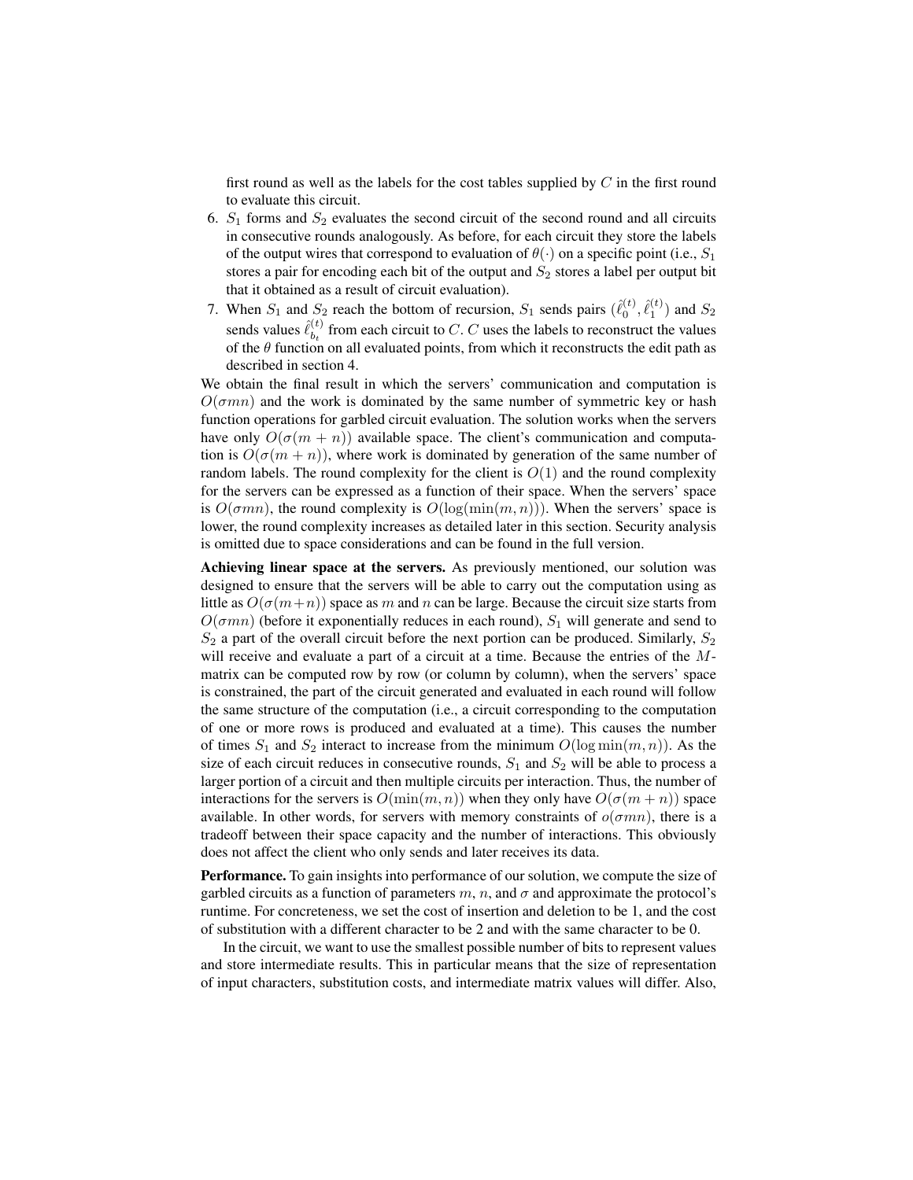first round as well as the labels for the cost tables supplied by $C$ in the first round to evaluate this circuit.

6. $S_1$ forms and $S_2$ evaluates the second circuit of the second round and all circuits in consecutive rounds analogously. As before, for each circuit they store the labels of the output wires that correspond to evaluation of $\theta(\cdot)$ on a specific point (i.e., $S_1$ stores a pair for encoding each bit of the output and $S_2$ stores a label per output bit that it obtained as a result of circuit evaluation).
7. When $S_1$ and $S_2$ reach the bottom of recursion, $S_1$ sends pairs $(\hat{\ell}_0^{(t)}, \hat{\ell}_1^{(t)})$ and $S_2$ sends values $\hat{\ell}_{b_t}^{(t)}$ from each circuit to $C$. $C$ uses the labels to reconstruct the values of the $\theta$ function on all evaluated points, from which it reconstructs the edit path as described in section 4.

We obtain the final result in which the servers' communication and computation is $O(\sigma mn)$ and the work is dominated by the same number of symmetric key or hash function operations for garbled circuit evaluation. The solution works when the servers have only $O(\sigma(m+n))$ available space. The client's communication and computation is $O(\sigma(m+n))$, where work is dominated by generation of the same number of random labels. The round complexity for the client is $O(1)$ and the round complexity for the servers can be expressed as a function of their space. When the servers' space is $O(\sigma mn)$, the round complexity is $O(\log(\min(m, n)))$. When the servers' space is lower, the round complexity increases as detailed later in this section. Security analysis is omitted due to space considerations and can be found in the full version.

**Achieving linear space at the servers.** As previously mentioned, our solution was designed to ensure that the servers will be able to carry out the computation using as little as $O(\sigma(m+n))$ space as $m$ and $n$ can be large. Because the circuit size starts from $O(\sigma mn)$ (before it exponentially reduces in each round), $S_1$ will generate and send to $S_2$ a part of the overall circuit before the next portion can be produced. Similarly, $S_2$ will receive and evaluate a part of a circuit at a time. Because the entries of the $M$-matrix can be computed row by row (or column by column), when the servers' space is constrained, the part of the circuit generated and evaluated in each round will follow the same structure of the computation (i.e., a circuit corresponding to the computation of one or more rows is produced and evaluated at a time). This causes the number of times $S_1$ and $S_2$ interact to increase from the minimum $O(\log \min(m, n))$. As the size of each circuit reduces in consecutive rounds, $S_1$ and $S_2$ will be able to process a larger portion of a circuit and then multiple circuits per interaction. Thus, the number of interactions for the servers is $O(\min(m, n))$ when they only have $O(\sigma(m+n))$ space available. In other words, for servers with memory constraints of $o(\sigma mn)$, there is a tradeoff between their space capacity and the number of interactions. This obviously does not affect the client who only sends and later receives its data.

**Performance.** To gain insights into performance of our solution, we compute the size of garbled circuits as a function of parameters $m$, $n$, and $\sigma$ and approximate the protocol's runtime. For concreteness, we set the cost of insertion and deletion to be 1, and the cost of substitution with a different character to be 2 and with the same character to be 0.

In the circuit, we want to use the smallest possible number of bits to represent values and store intermediate results. This in particular means that the size of representation of input characters, substitution costs, and intermediate matrix values will differ. Also,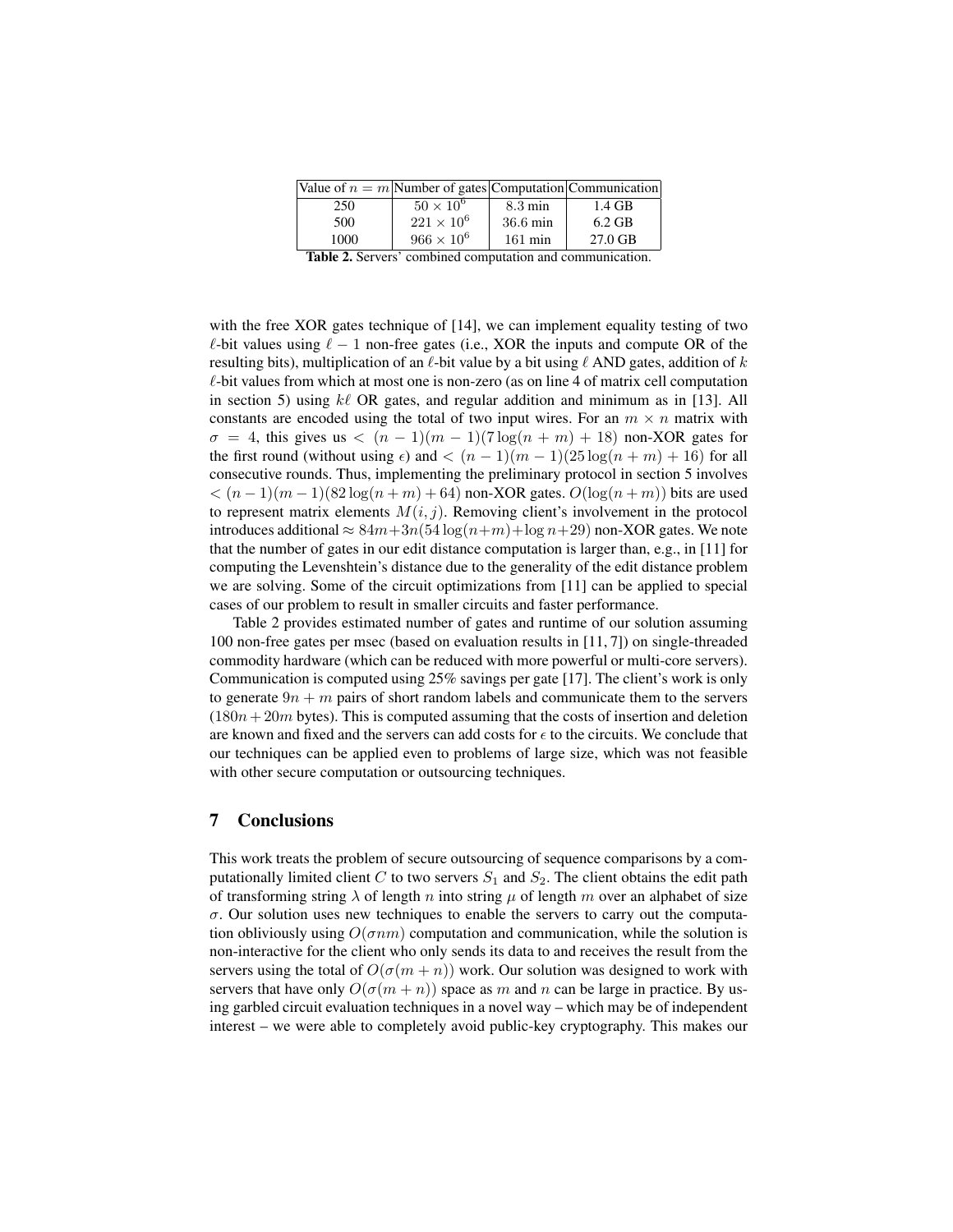| Value of $n = m$ | Number of gates | Computation | Communication |
|---|---|---|---|
| 250 | $50 \times 10^6$ | 8.3 min | 1.4 GB |
| 500 | $221 \times 10^6$ | 36.6 min | 6.2 GB |
| 1000 | $966 \times 10^6$ | 161 min | 27.0 GB |

**Table 2.** Servers' combined computation and communication.

with the free XOR gates technique of [14], we can implement equality testing of two $\ell$-bit values using $\ell - 1$ non-free gates (i.e., XOR the inputs and compute OR of the resulting bits), multiplication of an $\ell$-bit value by a bit using $\ell$ AND gates, addition of $k$ $\ell$-bit values from which at most one is non-zero (as on line 4 of matrix cell computation in section 5) using $k\ell$ OR gates, and regular addition and minimum as in [13]. All constants are encoded using the total of two input wires. For an $m \times n$ matrix with $\sigma = 4$, this gives us $< (n-1)(m-1)(7\log(n+m) + 18)$ non-XOR gates for the first round (without using $\epsilon$) and $< (n-1)(m-1)(25\log(n+m) + 16)$ for all consecutive rounds. Thus, implementing the preliminary protocol in section 5 involves $< (n-1)(m-1)(82\log(n+m) + 64)$ non-XOR gates. $O(\log(n+m))$ bits are used to represent matrix elements $M(i,j)$. Removing client's involvement in the protocol introduces additional $\approx 84m + 3n(54\log(n+m) + \log n + 29)$ non-XOR gates. We note that the number of gates in our edit distance computation is larger than, e.g., in [11] for computing the Levenshtein's distance due to the generality of the edit distance problem we are solving. Some of the circuit optimizations from [11] can be applied to special cases of our problem to result in smaller circuits and faster performance.

Table 2 provides estimated number of gates and runtime of our solution assuming 100 non-free gates per msec (based on evaluation results in [11, 7]) on single-threaded commodity hardware (which can be reduced with more powerful or multi-core servers). Communication is computed using 25% savings per gate [17]. The client's work is only to generate $9n + m$ pairs of short random labels and communicate them to the servers ($180n + 20m$ bytes). This is computed assuming that the costs of insertion and deletion are known and fixed and the servers can add costs for $\epsilon$ to the circuits. We conclude that our techniques can be applied even to problems of large size, which was not feasible with other secure computation or outsourcing techniques.

## 7 Conclusions

This work treats the problem of secure outsourcing of sequence comparisons by a computationally limited client $C$ to two servers $S_1$ and $S_2$. The client obtains the edit path of transforming string $\lambda$ of length $n$ into string $\mu$ of length $m$ over an alphabet of size $\sigma$. Our solution uses new techniques to enable the servers to carry out the computation obliviously using $O(\sigma nm)$ computation and communication, while the solution is non-interactive for the client who only sends its data to and receives the result from the servers using the total of $O(\sigma(m+n))$ work. Our solution was designed to work with servers that have only $O(\sigma(m+n))$ space as $m$ and $n$ can be large in practice. By using garbled circuit evaluation techniques in a novel way – which may be of independent interest – we were able to completely avoid public-key cryptography. This makes our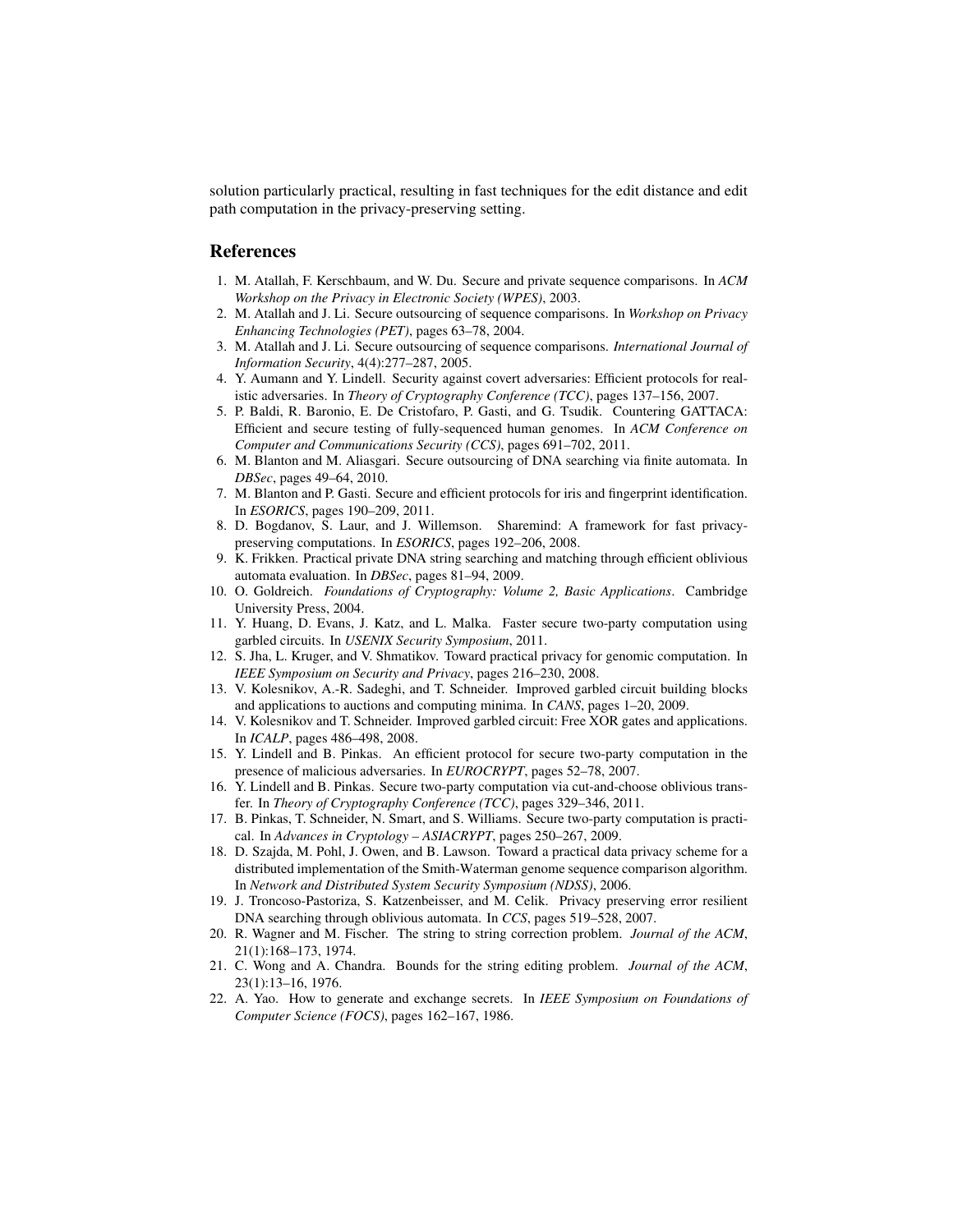solution particularly practical, resulting in fast techniques for the edit distance and edit path computation in the privacy-preserving setting.

## References

1. M. Atallah, F. Kerschbaum, and W. Du. Secure and private sequence comparisons. In *ACM Workshop on the Privacy in Electronic Society (WPES)*, 2003.
2. M. Atallah and J. Li. Secure outsourcing of sequence comparisons. In *Workshop on Privacy Enhancing Technologies (PET)*, pages 63–78, 2004.
3. M. Atallah and J. Li. Secure outsourcing of sequence comparisons. *International Journal of Information Security*, 4(4):277–287, 2005.
4. Y. Aumann and Y. Lindell. Security against covert adversaries: Efficient protocols for realistic adversaries. In *Theory of Cryptography Conference (TCC)*, pages 137–156, 2007.
5. P. Baldi, R. Baronio, E. De Cristofaro, P. Gasti, and G. Tsudik. Countering GATTACA: Efficient and secure testing of fully-sequenced human genomes. In *ACM Conference on Computer and Communications Security (CCS)*, pages 691–702, 2011.
6. M. Blanton and M. Aliasgari. Secure outsourcing of DNA searching via finite automata. In *DBSec*, pages 49–64, 2010.
7. M. Blanton and P. Gasti. Secure and efficient protocols for iris and fingerprint identification. In *ESORICS*, pages 190–209, 2011.
8. D. Bogdanov, S. Laur, and J. Willemson. Sharemind: A framework for fast privacy-preserving computations. In *ESORICS*, pages 192–206, 2008.
9. K. Frikken. Practical private DNA string searching and matching through efficient oblivious automata evaluation. In *DBSec*, pages 81–94, 2009.
10. O. Goldreich. *Foundations of Cryptography: Volume 2, Basic Applications*. Cambridge University Press, 2004.
11. Y. Huang, D. Evans, J. Katz, and L. Malka. Faster secure two-party computation using garbled circuits. In *USENIX Security Symposium*, 2011.
12. S. Jha, L. Kruger, and V. Shmatikov. Toward practical privacy for genomic computation. In *IEEE Symposium on Security and Privacy*, pages 216–230, 2008.
13. V. Kolesnikov, A.-R. Sadeghi, and T. Schneider. Improved garbled circuit building blocks and applications to auctions and computing minima. In *CANS*, pages 1–20, 2009.
14. V. Kolesnikov and T. Schneider. Improved garbled circuit: Free XOR gates and applications. In *ICALP*, pages 486–498, 2008.
15. Y. Lindell and B. Pinkas. An efficient protocol for secure two-party computation in the presence of malicious adversaries. In *EUROCRYPT*, pages 52–78, 2007.
16. Y. Lindell and B. Pinkas. Secure two-party computation via cut-and-choose oblivious transfer. In *Theory of Cryptography Conference (TCC)*, pages 329–346, 2011.
17. B. Pinkas, T. Schneider, N. Smart, and S. Williams. Secure two-party computation is practical. In *Advances in Cryptology – ASIACRYPT*, pages 250–267, 2009.
18. D. Szajda, M. Pohl, J. Owen, and B. Lawson. Toward a practical data privacy scheme for a distributed implementation of the Smith-Waterman genome sequence comparison algorithm. In *Network and Distributed System Security Symposium (NDSS)*, 2006.
19. J. Troncoso-Pastoriza, S. Katzenbeisser, and M. Celik. Privacy preserving error resilient DNA searching through oblivious automata. In *CCS*, pages 519–528, 2007.
20. R. Wagner and M. Fischer. The string to string correction problem. *Journal of the ACM*, 21(1):168–173, 1974.
21. C. Wong and A. Chandra. Bounds for the string editing problem. *Journal of the ACM*, 23(1):13–16, 1976.
22. A. Yao. How to generate and exchange secrets. In *IEEE Symposium on Foundations of Computer Science (FOCS)*, pages 162–167, 1986.